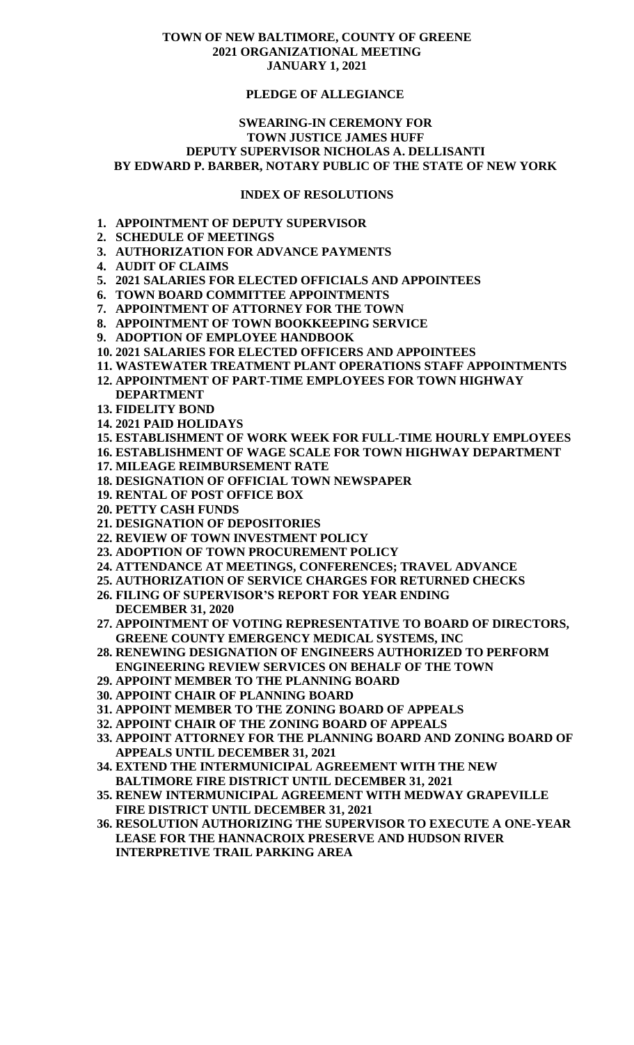# TOWN OF NEW BALTIMORE, COUNTY OF GREENE
## 2021 ORGANIZATIONAL MEETING
## JANUARY 1, 2021

**PLEDGE OF ALLEGIANCE**

**SWEARING-IN CEREMONY FOR**
**TOWN JUSTICE JAMES HUFF**
**DEPUTY SUPERVISOR NICHOLAS A. DELLISANTI**
**BY EDWARD P. BARBER, NOTARY PUBLIC OF THE STATE OF NEW YORK**

## INDEX OF RESOLUTIONS

1. **APPOINTMENT OF DEPUTY SUPERVISOR**
2. **SCHEDULE OF MEETINGS**
3. **AUTHORIZATION FOR ADVANCE PAYMENTS**
4. **AUDIT OF CLAIMS**
5. **2021 SALARIES FOR ELECTED OFFICIALS AND APPOINTEES**
6. **TOWN BOARD COMMITTEE APPOINTMENTS**
7. **APPOINTMENT OF ATTORNEY FOR THE TOWN**
8. **APPOINTMENT OF TOWN BOOKKEEPING SERVICE**
9. **ADOPTION OF EMPLOYEE HANDBOOK**
10. **2021 SALARIES FOR ELECTED OFFICERS AND APPOINTEES**
11. **WASTEWATER TREATMENT PLANT OPERATIONS STAFF APPOINTMENTS**
12. **APPOINTMENT OF PART-TIME EMPLOYEES FOR TOWN HIGHWAY DEPARTMENT**
13. **FIDELITY BOND**
14. **2021 PAID HOLIDAYS**
15. **ESTABLISHMENT OF WORK WEEK FOR FULL-TIME HOURLY EMPLOYEES**
16. **ESTABLISHMENT OF WAGE SCALE FOR TOWN HIGHWAY DEPARTMENT**
17. **MILEAGE REIMBURSEMENT RATE**
18. **DESIGNATION OF OFFICIAL TOWN NEWSPAPER**
19. **RENTAL OF POST OFFICE BOX**
20. **PETTY CASH FUNDS**
21. **DESIGNATION OF DEPOSITORIES**
22. **REVIEW OF TOWN INVESTMENT POLICY**
23. **ADOPTION OF TOWN PROCUREMENT POLICY**
24. **ATTENDANCE AT MEETINGS, CONFERENCES; TRAVEL ADVANCE**
25. **AUTHORIZATION OF SERVICE CHARGES FOR RETURNED CHECKS**
26. **FILING OF SUPERVISOR'S REPORT FOR YEAR ENDING DECEMBER 31, 2020**
27. **APPOINTMENT OF VOTING REPRESENTATIVE TO BOARD OF DIRECTORS, GREENE COUNTY EMERGENCY MEDICAL SYSTEMS, INC**
28. **RENEWING DESIGNATION OF ENGINEERS AUTHORIZED TO PERFORM ENGINEERING REVIEW SERVICES ON BEHALF OF THE TOWN**
29. **APPOINT MEMBER TO THE PLANNING BOARD**
30. **APPOINT CHAIR OF PLANNING BOARD**
31. **APPOINT MEMBER TO THE ZONING BOARD OF APPEALS**
32. **APPOINT CHAIR OF THE ZONING BOARD OF APPEALS**
33. **APPOINT ATTORNEY FOR THE PLANNING BOARD AND ZONING BOARD OF APPEALS UNTIL DECEMBER 31, 2021**
34. **EXTEND THE INTERMUNICIPAL AGREEMENT WITH THE NEW BALTIMORE FIRE DISTRICT UNTIL DECEMBER 31, 2021**
35. **RENEW INTERMUNICIPAL AGREEMENT WITH MEDWAY GRAPEVILLE FIRE DISTRICT UNTIL DECEMBER 31, 2021**
36. **RESOLUTION AUTHORIZING THE SUPERVISOR TO EXECUTE A ONE-YEAR LEASE FOR THE HANNACROIX PRESERVE AND HUDSON RIVER INTERPRETIVE TRAIL PARKING AREA**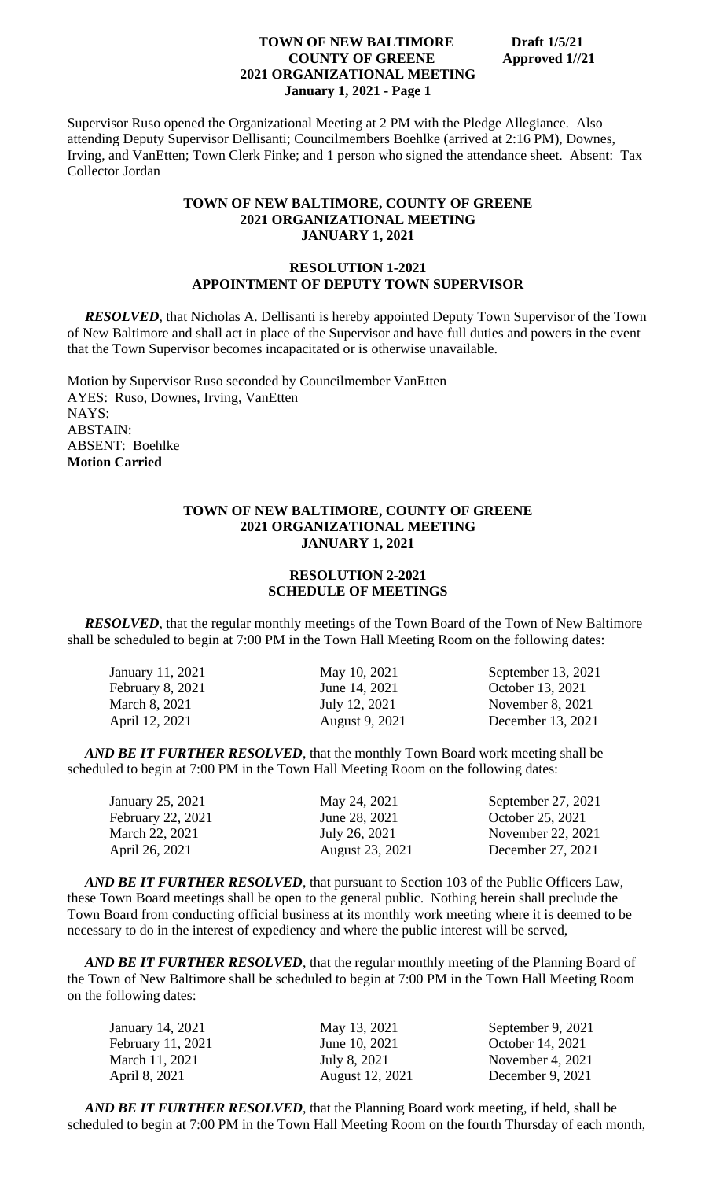Supervisor Ruso opened the Organizational Meeting at 2 PM with the Pledge Allegiance. Also attending Deputy Supervisor Dellisanti; Councilmembers Boehlke (arrived at 2:16 PM), Downes, Irving, and VanEtten; Town Clerk Finke; and 1 person who signed the attendance sheet. Absent: Tax Collector Jordan

## TOWN OF NEW BALTIMORE, COUNTY OF GREENE
## 2021 ORGANIZATIONAL MEETING
## JANUARY 1, 2021

### RESOLUTION 1-2021
### APPOINTMENT OF DEPUTY TOWN SUPERVISOR

***RESOLVED***, that Nicholas A. Dellisanti is hereby appointed Deputy Town Supervisor of the Town of New Baltimore and shall act in place of the Supervisor and have full duties and powers in the event that the Town Supervisor becomes incapacitated or is otherwise unavailable.

Motion by Supervisor Ruso seconded by Councilmember VanEtten
AYES: Ruso, Downes, Irving, VanEtten
NAYS:
ABSTAIN:
ABSENT: Boehlke
**Motion Carried**

## TOWN OF NEW BALTIMORE, COUNTY OF GREENE
## 2021 ORGANIZATIONAL MEETING
## JANUARY 1, 2021

### RESOLUTION 2-2021
### SCHEDULE OF MEETINGS

***RESOLVED***, that the regular monthly meetings of the Town Board of the Town of New Baltimore shall be scheduled to begin at 7:00 PM in the Town Hall Meeting Room on the following dates:

| | | |
|---|---|---|
| January 11, 2021 | May 10, 2021 | September 13, 2021 |
| February 8, 2021 | June 14, 2021 | October 13, 2021 |
| March 8, 2021 | July 12, 2021 | November 8, 2021 |
| April 12, 2021 | August 9, 2021 | December 13, 2021 |

***AND BE IT FURTHER RESOLVED***, that the monthly Town Board work meeting shall be scheduled to begin at 7:00 PM in the Town Hall Meeting Room on the following dates:

| | | |
|---|---|---|
| January 25, 2021 | May 24, 2021 | September 27, 2021 |
| February 22, 2021 | June 28, 2021 | October 25, 2021 |
| March 22, 2021 | July 26, 2021 | November 22, 2021 |
| April 26, 2021 | August 23, 2021 | December 27, 2021 |

***AND BE IT FURTHER RESOLVED***, that pursuant to Section 103 of the Public Officers Law, these Town Board meetings shall be open to the general public. Nothing herein shall preclude the Town Board from conducting official business at its monthly work meeting where it is deemed to be necessary to do in the interest of expediency and where the public interest will be served,

***AND BE IT FURTHER RESOLVED***, that the regular monthly meeting of the Planning Board of the Town of New Baltimore shall be scheduled to begin at 7:00 PM in the Town Hall Meeting Room on the following dates:

| | | |
|---|---|---|
| January 14, 2021 | May 13, 2021 | September 9, 2021 |
| February 11, 2021 | June 10, 2021 | October 14, 2021 |
| March 11, 2021 | July 8, 2021 | November 4, 2021 |
| April 8, 2021 | August 12, 2021 | December 9, 2021 |

***AND BE IT FURTHER RESOLVED***, that the Planning Board work meeting, if held, shall be scheduled to begin at 7:00 PM in the Town Hall Meeting Room on the fourth Thursday of each month,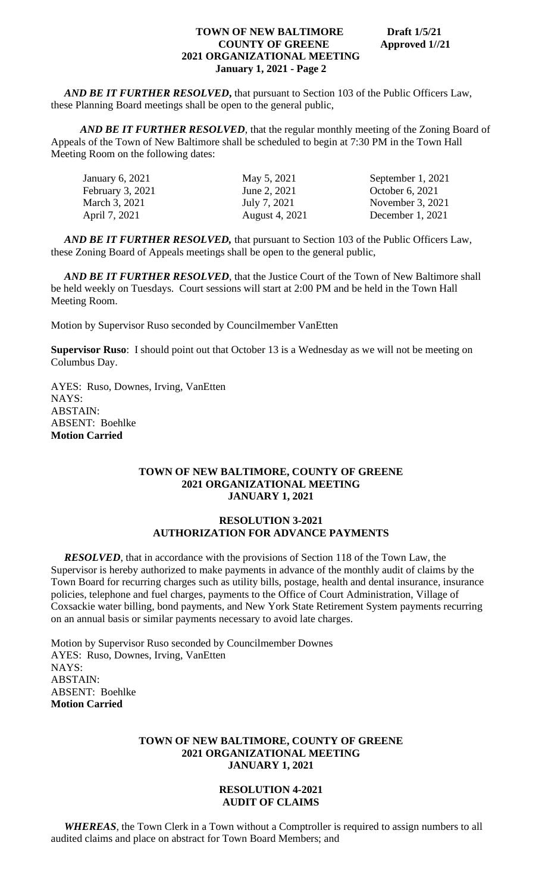***AND BE IT FURTHER RESOLVED,*** that pursuant to Section 103 of the Public Officers Law, these Planning Board meetings shall be open to the general public,

***AND BE IT FURTHER RESOLVED***, that the regular monthly meeting of the Zoning Board of Appeals of the Town of New Baltimore shall be scheduled to begin at 7:30 PM in the Town Hall Meeting Room on the following dates:

| | | |
|---|---|---|
| January 6, 2021 | May 5, 2021 | September 1, 2021 |
| February 3, 2021 | June 2, 2021 | October 6, 2021 |
| March 3, 2021 | July 7, 2021 | November 3, 2021 |
| April 7, 2021 | August 4, 2021 | December 1, 2021 |

***AND BE IT FURTHER RESOLVED,*** that pursuant to Section 103 of the Public Officers Law, these Zoning Board of Appeals meetings shall be open to the general public,

***AND BE IT FURTHER RESOLVED***, that the Justice Court of the Town of New Baltimore shall be held weekly on Tuesdays. Court sessions will start at 2:00 PM and be held in the Town Hall Meeting Room.

Motion by Supervisor Ruso seconded by Councilmember VanEtten

**Supervisor Ruso**: I should point out that October 13 is a Wednesday as we will not be meeting on Columbus Day.

AYES: Ruso, Downes, Irving, VanEtten
NAYS:
ABSTAIN:
ABSENT: Boehlke
**Motion Carried**

**TOWN OF NEW BALTIMORE, COUNTY OF GREENE**
**2021 ORGANIZATIONAL MEETING**
**JANUARY 1, 2021**

**RESOLUTION 3-2021**
**AUTHORIZATION FOR ADVANCE PAYMENTS**

***RESOLVED***, that in accordance with the provisions of Section 118 of the Town Law, the Supervisor is hereby authorized to make payments in advance of the monthly audit of claims by the Town Board for recurring charges such as utility bills, postage, health and dental insurance, insurance policies, telephone and fuel charges, payments to the Office of Court Administration, Village of Coxsackie water billing, bond payments, and New York State Retirement System payments recurring on an annual basis or similar payments necessary to avoid late charges.

Motion by Supervisor Ruso seconded by Councilmember Downes
AYES: Ruso, Downes, Irving, VanEtten
NAYS:
ABSTAIN:
ABSENT: Boehlke
**Motion Carried**

**TOWN OF NEW BALTIMORE, COUNTY OF GREENE**
**2021 ORGANIZATIONAL MEETING**
**JANUARY 1, 2021**

**RESOLUTION 4-2021**
**AUDIT OF CLAIMS**

***WHEREAS***, the Town Clerk in a Town without a Comptroller is required to assign numbers to all audited claims and place on abstract for Town Board Members; and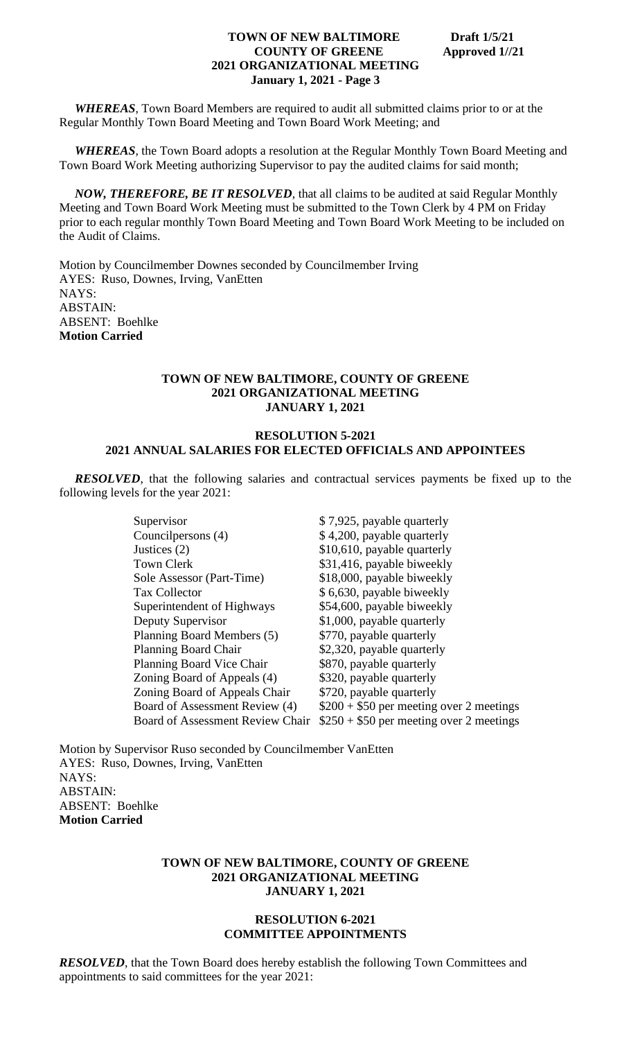***WHEREAS***, Town Board Members are required to audit all submitted claims prior to or at the Regular Monthly Town Board Meeting and Town Board Work Meeting; and

***WHEREAS***, the Town Board adopts a resolution at the Regular Monthly Town Board Meeting and Town Board Work Meeting authorizing Supervisor to pay the audited claims for said month;

***NOW, THEREFORE, BE IT RESOLVED***, that all claims to be audited at said Regular Monthly Meeting and Town Board Work Meeting must be submitted to the Town Clerk by 4 PM on Friday prior to each regular monthly Town Board Meeting and Town Board Work Meeting to be included on the Audit of Claims.

Motion by Councilmember Downes seconded by Councilmember Irving
AYES: Ruso, Downes, Irving, VanEtten
NAYS:
ABSTAIN:
ABSENT: Boehlke
**Motion Carried**

**TOWN OF NEW BALTIMORE, COUNTY OF GREENE**
**2021 ORGANIZATIONAL MEETING**
**JANUARY 1, 2021**

**RESOLUTION 5-2021**
**2021 ANNUAL SALARIES FOR ELECTED OFFICIALS AND APPOINTEES**

***RESOLVED***, that the following salaries and contractual services payments be fixed up to the following levels for the year 2021:

| | |
|---|---|
| Supervisor | $ 7,925, payable quarterly |
| Councilpersons (4) | $ 4,200, payable quarterly |
| Justices (2) | $10,610, payable quarterly |
| Town Clerk | $31,416, payable biweekly |
| Sole Assessor (Part-Time) | $18,000, payable biweekly |
| Tax Collector | $ 6,630, payable biweekly |
| Superintendent of Highways | $54,600, payable biweekly |
| Deputy Supervisor | $1,000, payable quarterly |
| Planning Board Members (5) | $770, payable quarterly |
| Planning Board Chair | $2,320, payable quarterly |
| Planning Board Vice Chair | $870, payable quarterly |
| Zoning Board of Appeals (4) | $320, payable quarterly |
| Zoning Board of Appeals Chair | $720, payable quarterly |
| Board of Assessment Review (4) | $200 + $50 per meeting over 2 meetings |
| Board of Assessment Review Chair | $250 + $50 per meeting over 2 meetings |

Motion by Supervisor Ruso seconded by Councilmember VanEtten
AYES: Ruso, Downes, Irving, VanEtten
NAYS:
ABSTAIN:
ABSENT: Boehlke
**Motion Carried**

**TOWN OF NEW BALTIMORE, COUNTY OF GREENE**
**2021 ORGANIZATIONAL MEETING**
**JANUARY 1, 2021**

**RESOLUTION 6-2021**
**COMMITTEE APPOINTMENTS**

***RESOLVED***, that the Town Board does hereby establish the following Town Committees and appointments to said committees for the year 2021: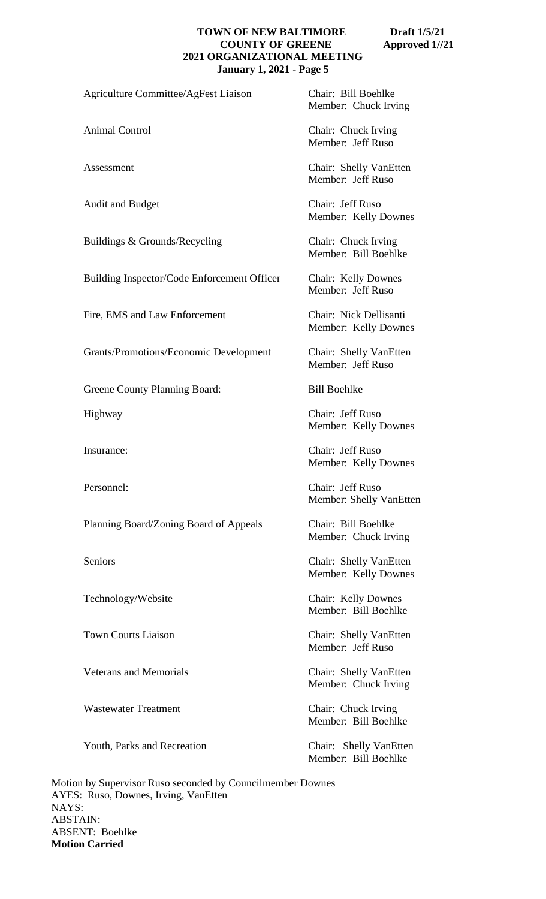| Committee | Assignment |
|---|---|
| Agriculture Committee/AgFest Liaison | Chair: Bill Boehlke<br>Member: Chuck Irving |
| Animal Control | Chair: Chuck Irving<br>Member: Jeff Ruso |
| Assessment | Chair: Shelly VanEtten<br>Member: Jeff Ruso |
| Audit and Budget | Chair: Jeff Ruso<br>Member: Kelly Downes |
| Buildings & Grounds/Recycling | Chair: Chuck Irving<br>Member: Bill Boehlke |
| Building Inspector/Code Enforcement Officer | Chair: Kelly Downes<br>Member: Jeff Ruso |
| Fire, EMS and Law Enforcement | Chair: Nick Dellisanti<br>Member: Kelly Downes |
| Grants/Promotions/Economic Development | Chair: Shelly VanEtten<br>Member: Jeff Ruso |
| Greene County Planning Board: | Bill Boehlke |
| Highway | Chair: Jeff Ruso<br>Member: Kelly Downes |
| Insurance: | Chair: Jeff Ruso<br>Member: Kelly Downes |
| Personnel: | Chair: Jeff Ruso<br>Member: Shelly VanEtten |
| Planning Board/Zoning Board of Appeals | Chair: Bill Boehlke<br>Member: Chuck Irving |
| Seniors | Chair: Shelly VanEtten<br>Member: Kelly Downes |
| Technology/Website | Chair: Kelly Downes<br>Member: Bill Boehlke |
| Town Courts Liaison | Chair: Shelly VanEtten<br>Member: Jeff Ruso |
| Veterans and Memorials | Chair: Shelly VanEtten<br>Member: Chuck Irving |
| Wastewater Treatment | Chair: Chuck Irving<br>Member: Bill Boehlke |
| Youth, Parks and Recreation | Chair: Shelly VanEtten<br>Member: Bill Boehlke |

Motion by Supervisor Ruso seconded by Councilmember Downes
AYES: Ruso, Downes, Irving, VanEtten
NAYS:
ABSTAIN:
ABSENT: Boehlke
**Motion Carried**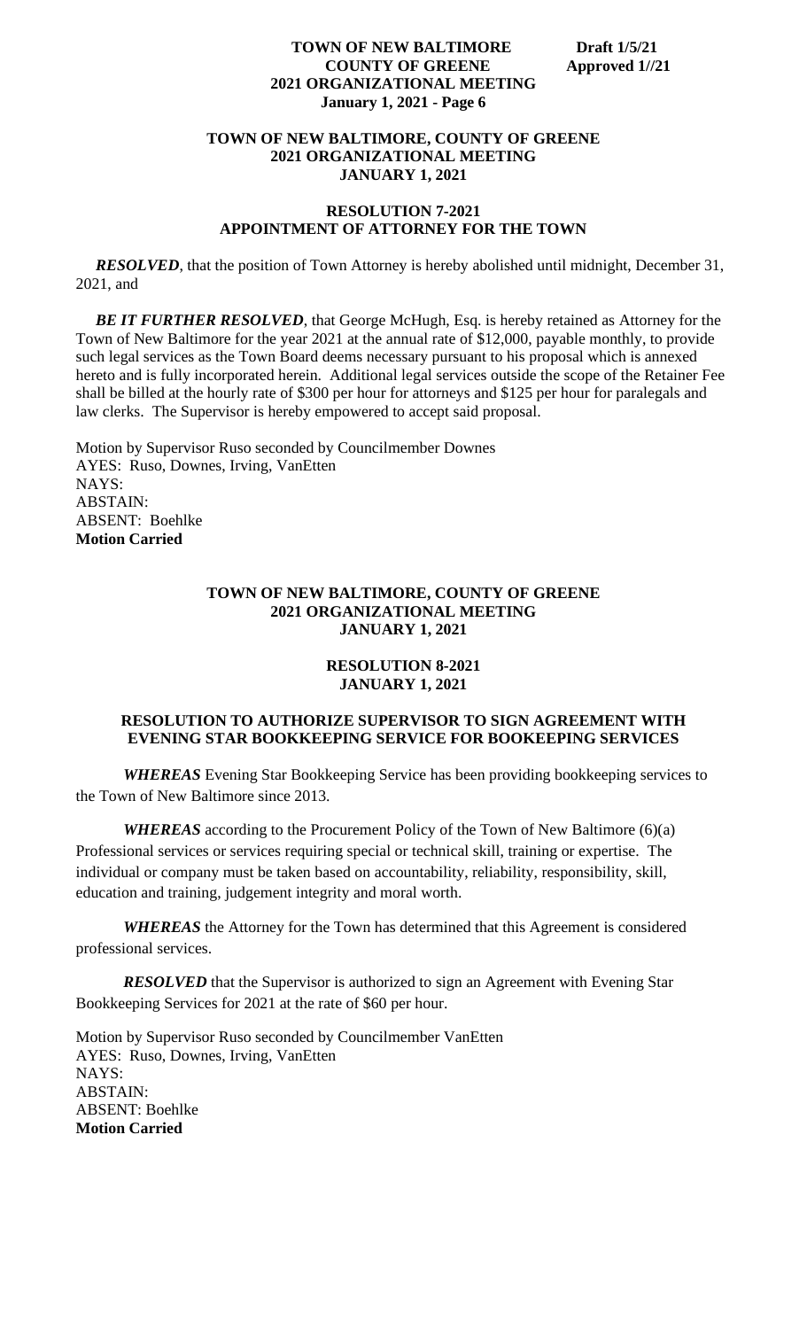**TOWN OF NEW BALTIMORE, COUNTY OF GREENE**
**2021 ORGANIZATIONAL MEETING**
**JANUARY 1, 2021**

**RESOLUTION 7-2021**
**APPOINTMENT OF ATTORNEY FOR THE TOWN**

***RESOLVED***, that the position of Town Attorney is hereby abolished until midnight, December 31, 2021, and

***BE IT FURTHER RESOLVED***, that George McHugh, Esq. is hereby retained as Attorney for the Town of New Baltimore for the year 2021 at the annual rate of $12,000, payable monthly, to provide such legal services as the Town Board deems necessary pursuant to his proposal which is annexed hereto and is fully incorporated herein. Additional legal services outside the scope of the Retainer Fee shall be billed at the hourly rate of $300 per hour for attorneys and $125 per hour for paralegals and law clerks. The Supervisor is hereby empowered to accept said proposal.

Motion by Supervisor Ruso seconded by Councilmember Downes
AYES: Ruso, Downes, Irving, VanEtten
NAYS:
ABSTAIN:
ABSENT: Boehlke
**Motion Carried**

**TOWN OF NEW BALTIMORE, COUNTY OF GREENE**
**2021 ORGANIZATIONAL MEETING**
**JANUARY 1, 2021**

**RESOLUTION 8-2021**
**JANUARY 1, 2021**

**RESOLUTION TO AUTHORIZE SUPERVISOR TO SIGN AGREEMENT WITH EVENING STAR BOOKKEEPING SERVICE FOR BOOKEEPING SERVICES**

***WHEREAS*** Evening Star Bookkeeping Service has been providing bookkeeping services to the Town of New Baltimore since 2013.

***WHEREAS*** according to the Procurement Policy of the Town of New Baltimore (6)(a) Professional services or services requiring special or technical skill, training or expertise. The individual or company must be taken based on accountability, reliability, responsibility, skill, education and training, judgement integrity and moral worth.

***WHEREAS*** the Attorney for the Town has determined that this Agreement is considered professional services.

***RESOLVED*** that the Supervisor is authorized to sign an Agreement with Evening Star Bookkeeping Services for 2021 at the rate of $60 per hour.

Motion by Supervisor Ruso seconded by Councilmember VanEtten
AYES: Ruso, Downes, Irving, VanEtten
NAYS:
ABSTAIN:
ABSENT: Boehlke
**Motion Carried**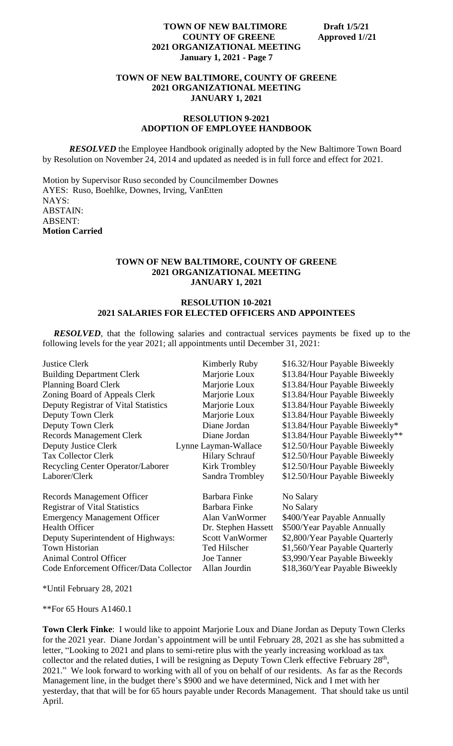**TOWN OF NEW BALTIMORE, COUNTY OF GREENE**
**2021 ORGANIZATIONAL MEETING**
**JANUARY 1, 2021**

**RESOLUTION 9-2021**
**ADOPTION OF EMPLOYEE HANDBOOK**

***RESOLVED*** the Employee Handbook originally adopted by the New Baltimore Town Board by Resolution on November 24, 2014 and updated as needed is in full force and effect for 2021.

Motion by Supervisor Ruso seconded by Councilmember Downes
AYES: Ruso, Boehlke, Downes, Irving, VanEtten
NAYS:
ABSTAIN:
ABSENT:
**Motion Carried**

**TOWN OF NEW BALTIMORE, COUNTY OF GREENE**
**2021 ORGANIZATIONAL MEETING**
**JANUARY 1, 2021**

**RESOLUTION 10-2021**
**2021 SALARIES FOR ELECTED OFFICERS AND APPOINTEES**

***RESOLVED***, that the following salaries and contractual services payments be fixed up to the following levels for the year 2021; all appointments until December 31, 2021:

| | | |
|---|---|---|
| Justice Clerk | Kimberly Ruby | $16.32/Hour Payable Biweekly |
| Building Department Clerk | Marjorie Loux | $13.84/Hour Payable Biweekly |
| Planning Board Clerk | Marjorie Loux | $13.84/Hour Payable Biweekly |
| Zoning Board of Appeals Clerk | Marjorie Loux | $13.84/Hour Payable Biweekly |
| Deputy Registrar of Vital Statistics | Marjorie Loux | $13.84/Hour Payable Biweekly |
| Deputy Town Clerk | Marjorie Loux | $13.84/Hour Payable Biweekly |
| Deputy Town Clerk | Diane Jordan | $13.84/Hour Payable Biweekly* |
| Records Management Clerk | Diane Jordan | $13.84/Hour Payable Biweekly** |
| Deputy Justice Clerk | Lynne Layman-Wallace | $12.50/Hour Payable Biweekly |
| Tax Collector Clerk | Hilary Schrauf | $12.50/Hour Payable Biweekly |
| Recycling Center Operator/Laborer | Kirk Trombley | $12.50/Hour Payable Biweekly |
| Laborer/Clerk | Sandra Trombley | $12.50/Hour Payable Biweekly |
| | | |
| Records Management Officer | Barbara Finke | No Salary |
| Registrar of Vital Statistics | Barbara Finke | No Salary |
| Emergency Management Officer | Alan VanWormer | $400/Year Payable Annually |
| Health Officer | Dr. Stephen Hassett | $500/Year Payable Annually |
| Deputy Superintendent of Highways: | Scott VanWormer | $2,800/Year Payable Quarterly |
| Town Historian | Ted Hilscher | $1,560/Year Payable Quarterly |
| Animal Control Officer | Joe Tanner | $3,990/Year Payable Biweekly |
| Code Enforcement Officer/Data Collector | Allan Jourdin | $18,360/Year Payable Biweekly |

*Until February 28, 2021

**For 65 Hours A1460.1

**Town Clerk Finke**: I would like to appoint Marjorie Loux and Diane Jordan as Deputy Town Clerks for the 2021 year. Diane Jordan's appointment will be until February 28, 2021 as she has submitted a letter, "Looking to 2021 and plans to semi-retire plus with the yearly increasing workload as tax collector and the related duties, I will be resigning as Deputy Town Clerk effective February 28th, 2021." We look forward to working with all of you on behalf of our residents. As far as the Records Management line, in the budget there's $900 and we have determined, Nick and I met with her yesterday, that that will be for 65 hours payable under Records Management. That should take us until April.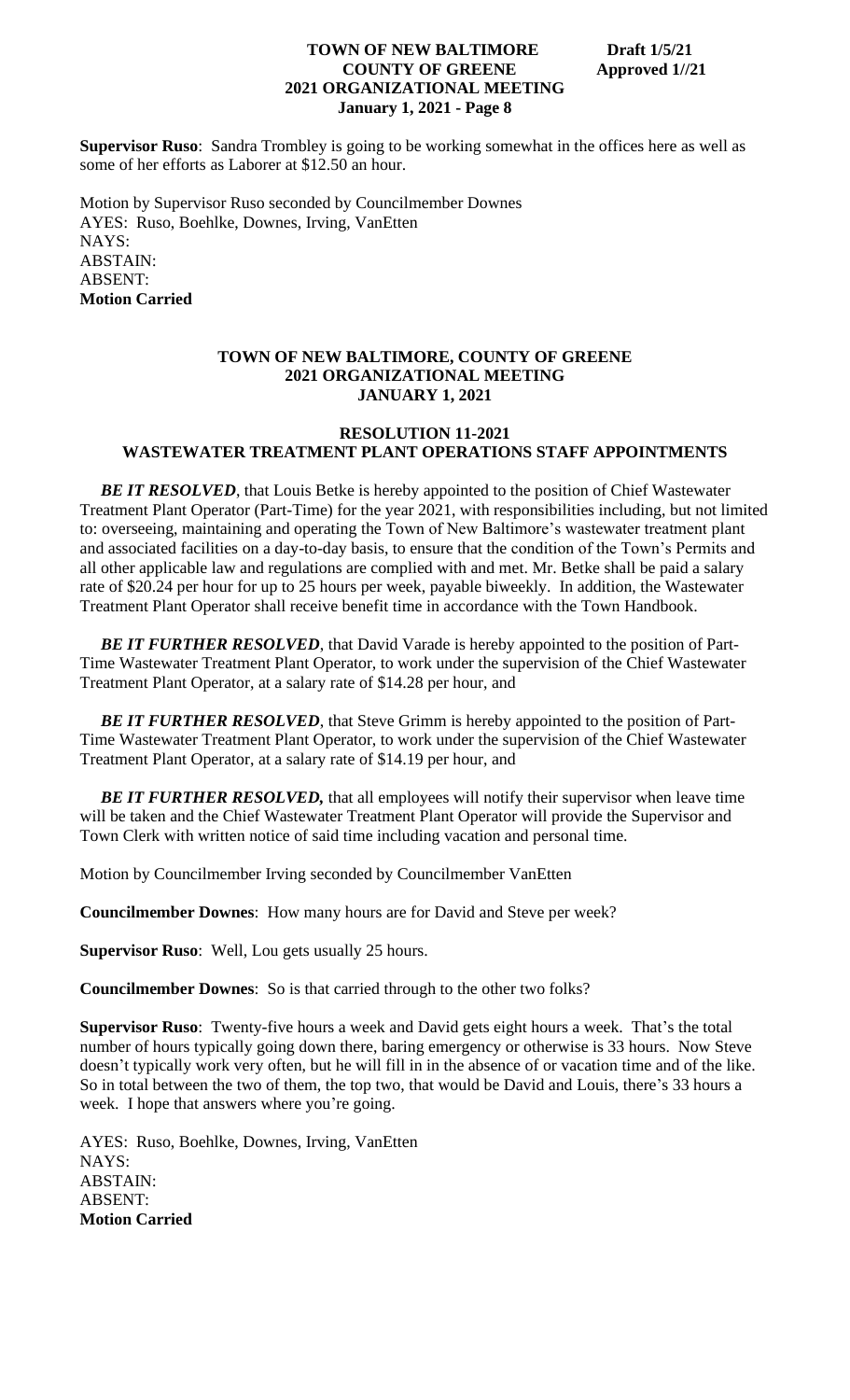**Supervisor Ruso**: Sandra Trombley is going to be working somewhat in the offices here as well as some of her efforts as Laborer at $12.50 an hour.

Motion by Supervisor Ruso seconded by Councilmember Downes
AYES: Ruso, Boehlke, Downes, Irving, VanEtten
NAYS:
ABSTAIN:
ABSENT:
**Motion Carried**

**TOWN OF NEW BALTIMORE, COUNTY OF GREENE**
**2021 ORGANIZATIONAL MEETING**
**JANUARY 1, 2021**

**RESOLUTION 11-2021**
**WASTEWATER TREATMENT PLANT OPERATIONS STAFF APPOINTMENTS**

***BE IT RESOLVED***, that Louis Betke is hereby appointed to the position of Chief Wastewater Treatment Plant Operator (Part-Time) for the year 2021, with responsibilities including, but not limited to: overseeing, maintaining and operating the Town of New Baltimore's wastewater treatment plant and associated facilities on a day-to-day basis, to ensure that the condition of the Town's Permits and all other applicable law and regulations are complied with and met. Mr. Betke shall be paid a salary rate of $20.24 per hour for up to 25 hours per week, payable biweekly. In addition, the Wastewater Treatment Plant Operator shall receive benefit time in accordance with the Town Handbook.

***BE IT FURTHER RESOLVED***, that David Varade is hereby appointed to the position of Part-Time Wastewater Treatment Plant Operator, to work under the supervision of the Chief Wastewater Treatment Plant Operator, at a salary rate of $14.28 per hour, and

***BE IT FURTHER RESOLVED***, that Steve Grimm is hereby appointed to the position of Part-Time Wastewater Treatment Plant Operator, to work under the supervision of the Chief Wastewater Treatment Plant Operator, at a salary rate of $14.19 per hour, and

***BE IT FURTHER RESOLVED,*** that all employees will notify their supervisor when leave time will be taken and the Chief Wastewater Treatment Plant Operator will provide the Supervisor and Town Clerk with written notice of said time including vacation and personal time.

Motion by Councilmember Irving seconded by Councilmember VanEtten

**Councilmember Downes**: How many hours are for David and Steve per week?

**Supervisor Ruso**: Well, Lou gets usually 25 hours.

**Councilmember Downes**: So is that carried through to the other two folks?

**Supervisor Ruso**: Twenty-five hours a week and David gets eight hours a week. That's the total number of hours typically going down there, baring emergency or otherwise is 33 hours. Now Steve doesn't typically work very often, but he will fill in in the absence of or vacation time and of the like. So in total between the two of them, the top two, that would be David and Louis, there's 33 hours a week. I hope that answers where you're going.

AYES: Ruso, Boehlke, Downes, Irving, VanEtten
NAYS:
ABSTAIN:
ABSENT:
**Motion Carried**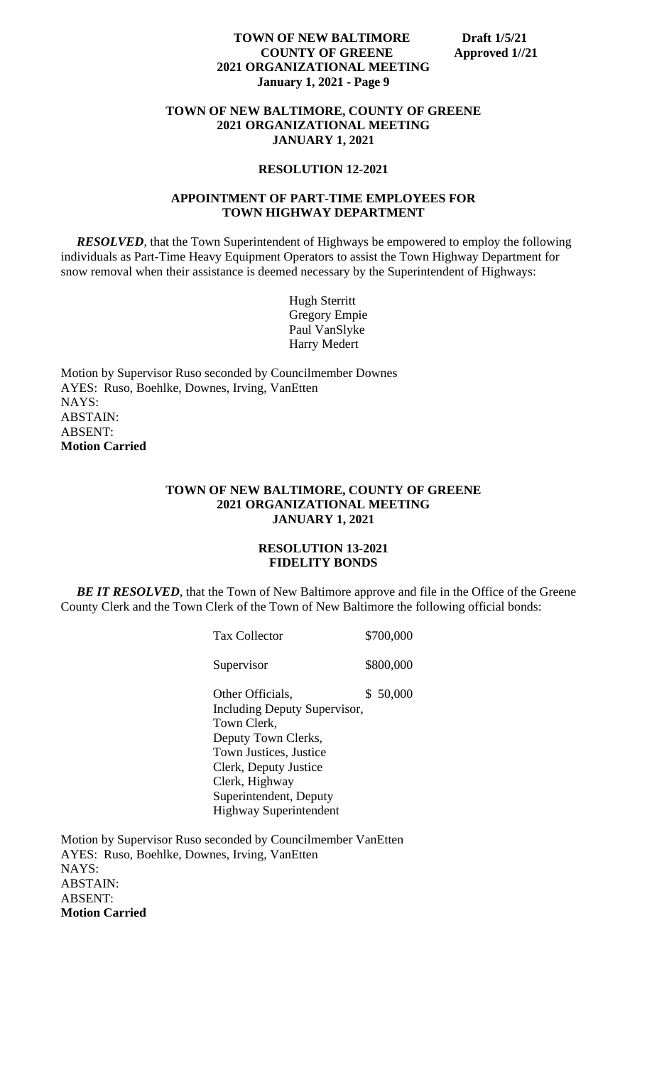**TOWN OF NEW BALTIMORE, COUNTY OF GREENE**
**2021 ORGANIZATIONAL MEETING**
**JANUARY 1, 2021**

**RESOLUTION 12-2021**

**APPOINTMENT OF PART-TIME EMPLOYEES FOR TOWN HIGHWAY DEPARTMENT**

***RESOLVED***, that the Town Superintendent of Highways be empowered to employ the following individuals as Part-Time Heavy Equipment Operators to assist the Town Highway Department for snow removal when their assistance is deemed necessary by the Superintendent of Highways:

Hugh Sterritt
Gregory Empie
Paul VanSlyke
Harry Medert

Motion by Supervisor Ruso seconded by Councilmember Downes
AYES: Ruso, Boehlke, Downes, Irving, VanEtten
NAYS:
ABSTAIN:
ABSENT:
**Motion Carried**

**TOWN OF NEW BALTIMORE, COUNTY OF GREENE**
**2021 ORGANIZATIONAL MEETING**
**JANUARY 1, 2021**

**RESOLUTION 13-2021**
**FIDELITY BONDS**

***BE IT RESOLVED***, that the Town of New Baltimore approve and file in the Office of the Greene County Clerk and the Town Clerk of the Town of New Baltimore the following official bonds:

| | |
|---|---|
| Tax Collector | \$700,000 |
| Supervisor | \$800,000 |
| Other Officials, Including Deputy Supervisor, Town Clerk, Deputy Town Clerks, Town Justices, Justice Clerk, Deputy Justice Clerk, Highway Superintendent, Deputy Highway Superintendent | \$ 50,000 |

Motion by Supervisor Ruso seconded by Councilmember VanEtten
AYES: Ruso, Boehlke, Downes, Irving, VanEtten
NAYS:
ABSTAIN:
ABSENT:
**Motion Carried**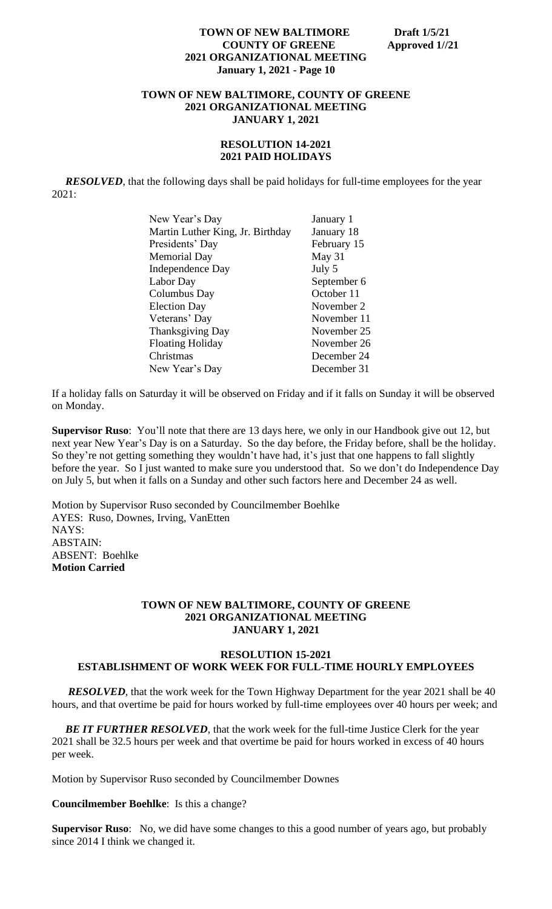**TOWN OF NEW BALTIMORE, COUNTY OF GREENE**
**2021 ORGANIZATIONAL MEETING**
**JANUARY 1, 2021**

**RESOLUTION 14-2021**
**2021 PAID HOLIDAYS**

***RESOLVED***, that the following days shall be paid holidays for full-time employees for the year 2021:

| | |
|---|---|
| New Year's Day | January 1 |
| Martin Luther King, Jr. Birthday | January 18 |
| Presidents' Day | February 15 |
| Memorial Day | May 31 |
| Independence Day | July 5 |
| Labor Day | September 6 |
| Columbus Day | October 11 |
| Election Day | November 2 |
| Veterans' Day | November 11 |
| Thanksgiving Day | November 25 |
| Floating Holiday | November 26 |
| Christmas | December 24 |
| New Year's Day | December 31 |

If a holiday falls on Saturday it will be observed on Friday and if it falls on Sunday it will be observed on Monday.

**Supervisor Ruso**: You'll note that there are 13 days here, we only in our Handbook give out 12, but next year New Year's Day is on a Saturday. So the day before, the Friday before, shall be the holiday. So they're not getting something they wouldn't have had, it's just that one happens to fall slightly before the year. So I just wanted to make sure you understood that. So we don't do Independence Day on July 5, but when it falls on a Sunday and other such factors here and December 24 as well.

Motion by Supervisor Ruso seconded by Councilmember Boehlke
AYES: Ruso, Downes, Irving, VanEtten
NAYS:
ABSTAIN:
ABSENT: Boehlke
**Motion Carried**

**TOWN OF NEW BALTIMORE, COUNTY OF GREENE**
**2021 ORGANIZATIONAL MEETING**
**JANUARY 1, 2021**

**RESOLUTION 15-2021**
**ESTABLISHMENT OF WORK WEEK FOR FULL-TIME HOURLY EMPLOYEES**

***RESOLVED***, that the work week for the Town Highway Department for the year 2021 shall be 40 hours, and that overtime be paid for hours worked by full-time employees over 40 hours per week; and

***BE IT FURTHER RESOLVED***, that the work week for the full-time Justice Clerk for the year 2021 shall be 32.5 hours per week and that overtime be paid for hours worked in excess of 40 hours per week.

Motion by Supervisor Ruso seconded by Councilmember Downes

**Councilmember Boehlke**: Is this a change?

**Supervisor Ruso**: No, we did have some changes to this a good number of years ago, but probably since 2014 I think we changed it.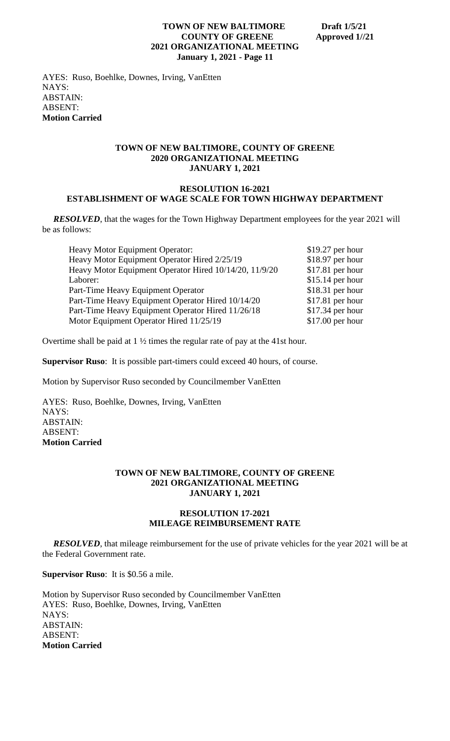AYES: Ruso, Boehlke, Downes, Irving, VanEtten
NAYS:
ABSTAIN:
ABSENT:
**Motion Carried**

**TOWN OF NEW BALTIMORE, COUNTY OF GREENE**
**2020 ORGANIZATIONAL MEETING**
**JANUARY 1, 2021**

**RESOLUTION 16-2021**
**ESTABLISHMENT OF WAGE SCALE FOR TOWN HIGHWAY DEPARTMENT**

***RESOLVED***, that the wages for the Town Highway Department employees for the year 2021 will be as follows:

| | |
|---|---|
| Heavy Motor Equipment Operator: | $19.27 per hour |
| Heavy Motor Equipment Operator Hired 2/25/19 | $18.97 per hour |
| Heavy Motor Equipment Operator Hired 10/14/20, 11/9/20 | $17.81 per hour |
| Laborer: | $15.14 per hour |
| Part-Time Heavy Equipment Operator | $18.31 per hour |
| Part-Time Heavy Equipment Operator Hired 10/14/20 | $17.81 per hour |
| Part-Time Heavy Equipment Operator Hired 11/26/18 | $17.34 per hour |
| Motor Equipment Operator Hired 11/25/19 | $17.00 per hour |

Overtime shall be paid at 1 ½ times the regular rate of pay at the 41st hour.

**Supervisor Ruso**: It is possible part-timers could exceed 40 hours, of course.

Motion by Supervisor Ruso seconded by Councilmember VanEtten

AYES: Ruso, Boehlke, Downes, Irving, VanEtten
NAYS:
ABSTAIN:
ABSENT:
**Motion Carried**

**TOWN OF NEW BALTIMORE, COUNTY OF GREENE**
**2021 ORGANIZATIONAL MEETING**
**JANUARY 1, 2021**

**RESOLUTION 17-2021**
**MILEAGE REIMBURSEMENT RATE**

***RESOLVED***, that mileage reimbursement for the use of private vehicles for the year 2021 will be at the Federal Government rate.

**Supervisor Ruso**: It is $0.56 a mile.

Motion by Supervisor Ruso seconded by Councilmember VanEtten
AYES: Ruso, Boehlke, Downes, Irving, VanEtten
NAYS:
ABSTAIN:
ABSENT:
**Motion Carried**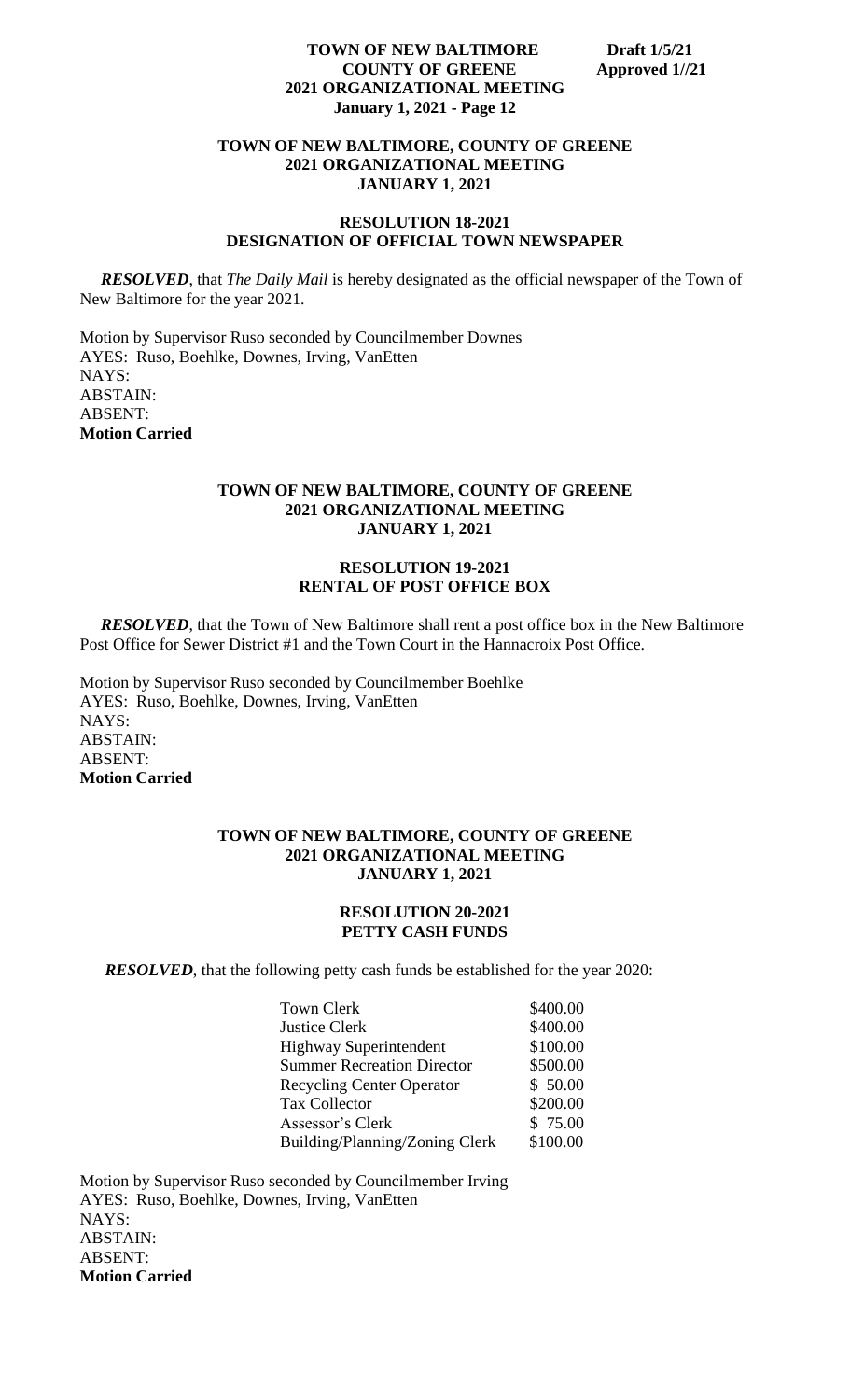## TOWN OF NEW BALTIMORE, COUNTY OF GREENE
## 2021 ORGANIZATIONAL MEETING
## JANUARY 1, 2021

### RESOLUTION 18-2021
### DESIGNATION OF OFFICIAL TOWN NEWSPAPER

***RESOLVED***, that *The Daily Mail* is hereby designated as the official newspaper of the Town of New Baltimore for the year 2021.

Motion by Supervisor Ruso seconded by Councilmember Downes
AYES: Ruso, Boehlke, Downes, Irving, VanEtten
NAYS:
ABSTAIN:
ABSENT:
**Motion Carried**

## TOWN OF NEW BALTIMORE, COUNTY OF GREENE
## 2021 ORGANIZATIONAL MEETING
## JANUARY 1, 2021

### RESOLUTION 19-2021
### RENTAL OF POST OFFICE BOX

***RESOLVED***, that the Town of New Baltimore shall rent a post office box in the New Baltimore Post Office for Sewer District #1 and the Town Court in the Hannacroix Post Office.

Motion by Supervisor Ruso seconded by Councilmember Boehlke
AYES: Ruso, Boehlke, Downes, Irving, VanEtten
NAYS:
ABSTAIN:
ABSENT:
**Motion Carried**

## TOWN OF NEW BALTIMORE, COUNTY OF GREENE
## 2021 ORGANIZATIONAL MEETING
## JANUARY 1, 2021

### RESOLUTION 20-2021
### PETTY CASH FUNDS

***RESOLVED***, that the following petty cash funds be established for the year 2020:

| | |
|---|---|
| Town Clerk | \$400.00 |
| Justice Clerk | \$400.00 |
| Highway Superintendent | \$100.00 |
| Summer Recreation Director | \$500.00 |
| Recycling Center Operator | \$ 50.00 |
| Tax Collector | \$200.00 |
| Assessor's Clerk | \$ 75.00 |
| Building/Planning/Zoning Clerk | \$100.00 |

Motion by Supervisor Ruso seconded by Councilmember Irving
AYES: Ruso, Boehlke, Downes, Irving, VanEtten
NAYS:
ABSTAIN:
ABSENT:
**Motion Carried**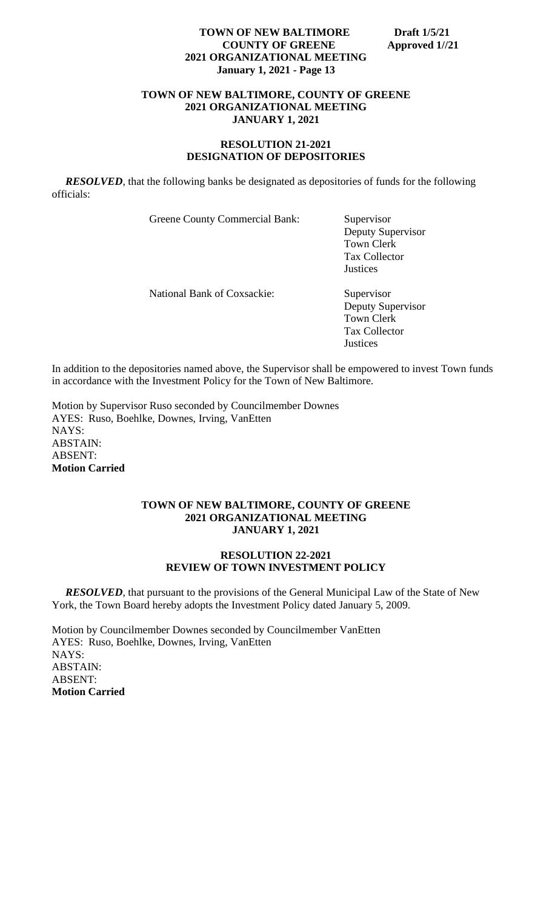**TOWN OF NEW BALTIMORE, COUNTY OF GREENE**
**2021 ORGANIZATIONAL MEETING**
**JANUARY 1, 2021**

**RESOLUTION 21-2021**
**DESIGNATION OF DEPOSITORIES**

***RESOLVED***, that the following banks be designated as depositories of funds for the following officials:

| | |
|---|---|
| Greene County Commercial Bank: | Supervisor<br>Deputy Supervisor<br>Town Clerk<br>Tax Collector<br>Justices |
| National Bank of Coxsackie: | Supervisor<br>Deputy Supervisor<br>Town Clerk<br>Tax Collector<br>Justices |

In addition to the depositories named above, the Supervisor shall be empowered to invest Town funds in accordance with the Investment Policy for the Town of New Baltimore.

Motion by Supervisor Ruso seconded by Councilmember Downes
AYES: Ruso, Boehlke, Downes, Irving, VanEtten
NAYS:
ABSTAIN:
ABSENT:
**Motion Carried**

**TOWN OF NEW BALTIMORE, COUNTY OF GREENE**
**2021 ORGANIZATIONAL MEETING**
**JANUARY 1, 2021**

**RESOLUTION 22-2021**
**REVIEW OF TOWN INVESTMENT POLICY**

***RESOLVED***, that pursuant to the provisions of the General Municipal Law of the State of New York, the Town Board hereby adopts the Investment Policy dated January 5, 2009.

Motion by Councilmember Downes seconded by Councilmember VanEtten
AYES: Ruso, Boehlke, Downes, Irving, VanEtten
NAYS:
ABSTAIN:
ABSENT:
**Motion Carried**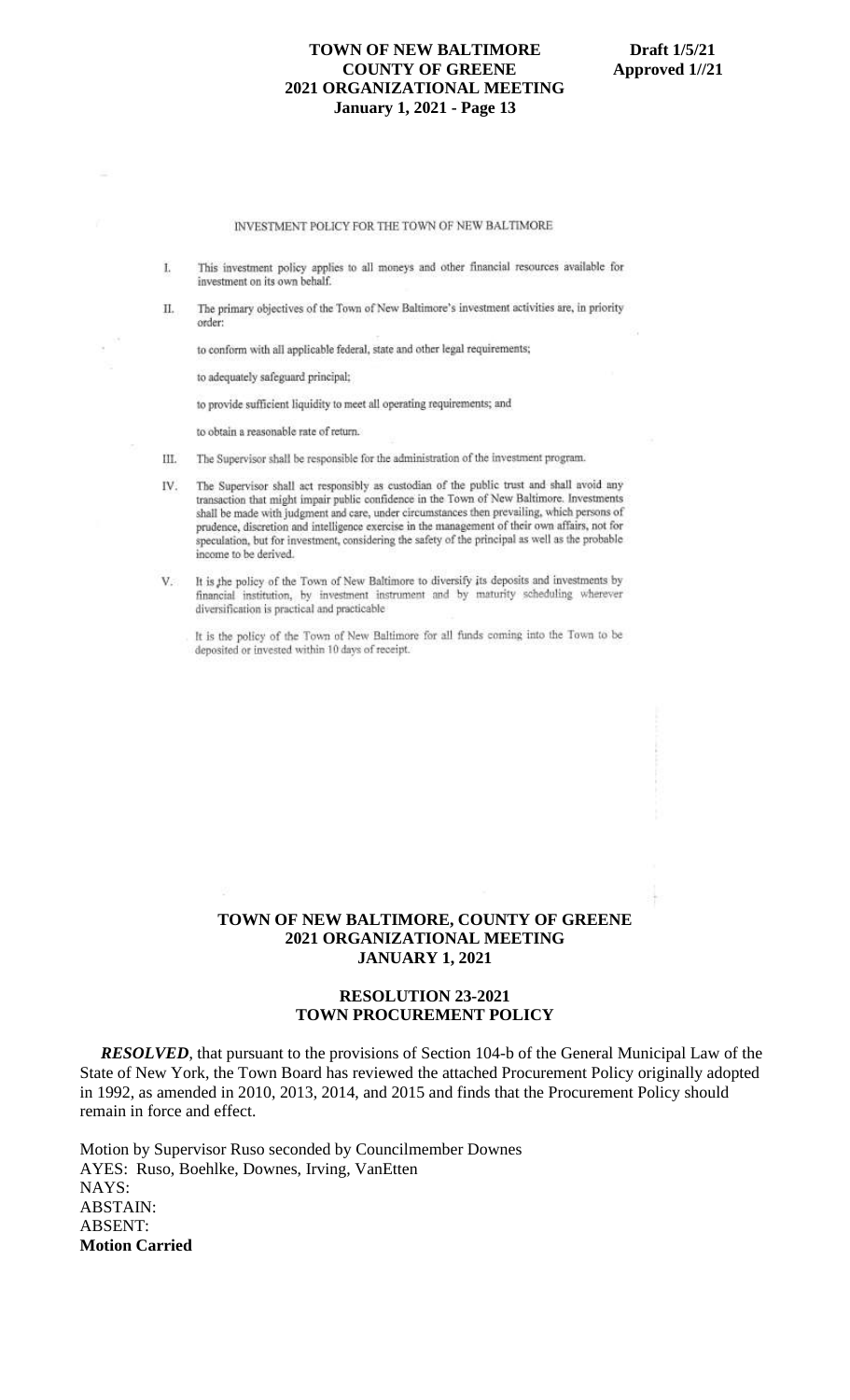INVESTMENT POLICY FOR THE TOWN OF NEW BALTIMORE

I. This investment policy applies to all moneys and other financial resources available for investment on its own behalf.

II. The primary objectives of the Town of New Baltimore's investment activities are, in priority order:

to conform with all applicable federal, state and other legal requirements;

to adequately safeguard principal;

to provide sufficient liquidity to meet all operating requirements; and

to obtain a reasonable rate of return.

III. The Supervisor shall be responsible for the administration of the investment program.

IV. The Supervisor shall act responsibly as custodian of the public trust and shall avoid any transaction that might impair public confidence in the Town of New Baltimore. Investments shall be made with judgment and care, under circumstances then prevailing, which persons of prudence, discretion and intelligence exercise in the management of their own affairs, not for speculation, but for investment, considering the safety of the principal as well as the probable income to be derived.

V. It is the policy of the Town of New Baltimore to diversify its deposits and investments by financial institution, by investment instrument and by maturity scheduling wherever diversification is practical and practicable

It is the policy of the Town of New Baltimore for all funds coming into the Town to be deposited or invested within 10 days of receipt.

**TOWN OF NEW BALTIMORE, COUNTY OF GREENE**
**2021 ORGANIZATIONAL MEETING**
**JANUARY 1, 2021**

**RESOLUTION 23-2021**
**TOWN PROCUREMENT POLICY**

***RESOLVED***, that pursuant to the provisions of Section 104-b of the General Municipal Law of the State of New York, the Town Board has reviewed the attached Procurement Policy originally adopted in 1992, as amended in 2010, 2013, 2014, and 2015 and finds that the Procurement Policy should remain in force and effect.

Motion by Supervisor Ruso seconded by Councilmember Downes
AYES: Ruso, Boehlke, Downes, Irving, VanEtten
NAYS:
ABSTAIN:
ABSENT:
**Motion Carried**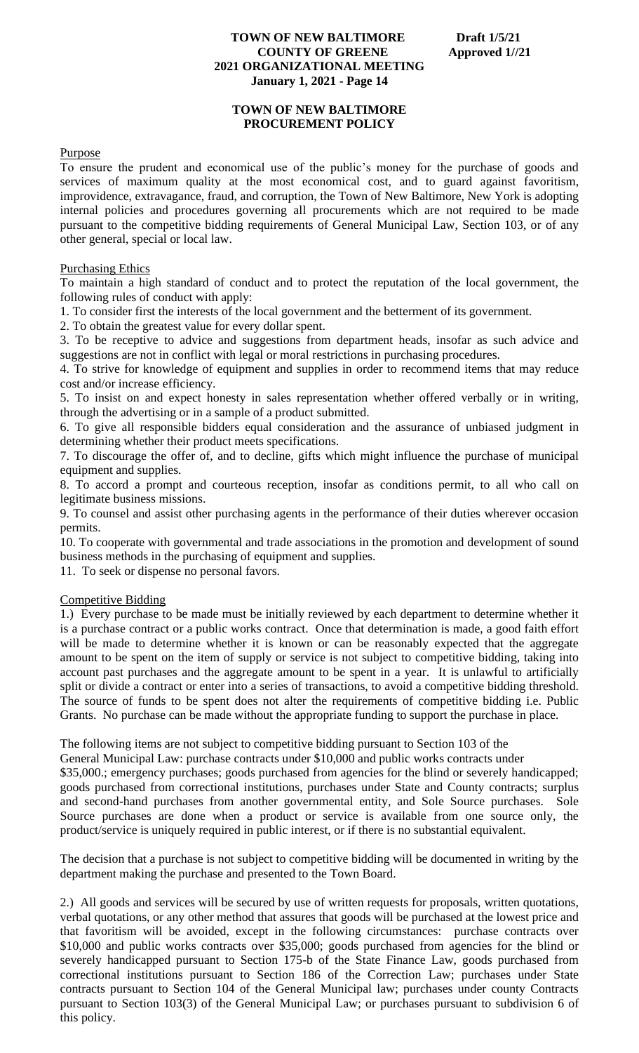## TOWN OF NEW BALTIMORE PROCUREMENT POLICY

Purpose

To ensure the prudent and economical use of the public's money for the purchase of goods and services of maximum quality at the most economical cost, and to guard against favoritism, improvidence, extravagance, fraud, and corruption, the Town of New Baltimore, New York is adopting internal policies and procedures governing all procurements which are not required to be made pursuant to the competitive bidding requirements of General Municipal Law, Section 103, or of any other general, special or local law.

Purchasing Ethics

To maintain a high standard of conduct and to protect the reputation of the local government, the following rules of conduct with apply:

1. To consider first the interests of the local government and the betterment of its government.
2. To obtain the greatest value for every dollar spent.
3. To be receptive to advice and suggestions from department heads, insofar as such advice and suggestions are not in conflict with legal or moral restrictions in purchasing procedures.
4. To strive for knowledge of equipment and supplies in order to recommend items that may reduce cost and/or increase efficiency.
5. To insist on and expect honesty in sales representation whether offered verbally or in writing, through the advertising or in a sample of a product submitted.
6. To give all responsible bidders equal consideration and the assurance of unbiased judgment in determining whether their product meets specifications.
7. To discourage the offer of, and to decline, gifts which might influence the purchase of municipal equipment and supplies.
8. To accord a prompt and courteous reception, insofar as conditions permit, to all who call on legitimate business missions.
9. To counsel and assist other purchasing agents in the performance of their duties wherever occasion permits.
10. To cooperate with governmental and trade associations in the promotion and development of sound business methods in the purchasing of equipment and supplies.
11. To seek or dispense no personal favors.

Competitive Bidding

1.) Every purchase to be made must be initially reviewed by each department to determine whether it is a purchase contract or a public works contract. Once that determination is made, a good faith effort will be made to determine whether it is known or can be reasonably expected that the aggregate amount to be spent on the item of supply or service is not subject to competitive bidding, taking into account past purchases and the aggregate amount to be spent in a year. It is unlawful to artificially split or divide a contract or enter into a series of transactions, to avoid a competitive bidding threshold. The source of funds to be spent does not alter the requirements of competitive bidding i.e. Public Grants. No purchase can be made without the appropriate funding to support the purchase in place.

The following items are not subject to competitive bidding pursuant to Section 103 of the General Municipal Law: purchase contracts under $10,000 and public works contracts under $35,000.; emergency purchases; goods purchased from agencies for the blind or severely handicapped; goods purchased from correctional institutions, purchases under State and County contracts; surplus and second-hand purchases from another governmental entity, and Sole Source purchases. Sole Source purchases are done when a product or service is available from one source only, the product/service is uniquely required in public interest, or if there is no substantial equivalent.

The decision that a purchase is not subject to competitive bidding will be documented in writing by the department making the purchase and presented to the Town Board.

2.) All goods and services will be secured by use of written requests for proposals, written quotations, verbal quotations, or any other method that assures that goods will be purchased at the lowest price and that favoritism will be avoided, except in the following circumstances: purchase contracts over $10,000 and public works contracts over $35,000; goods purchased from agencies for the blind or severely handicapped pursuant to Section 175-b of the State Finance Law, goods purchased from correctional institutions pursuant to Section 186 of the Correction Law; purchases under State contracts pursuant to Section 104 of the General Municipal law; purchases under county Contracts pursuant to Section 103(3) of the General Municipal Law; or purchases pursuant to subdivision 6 of this policy.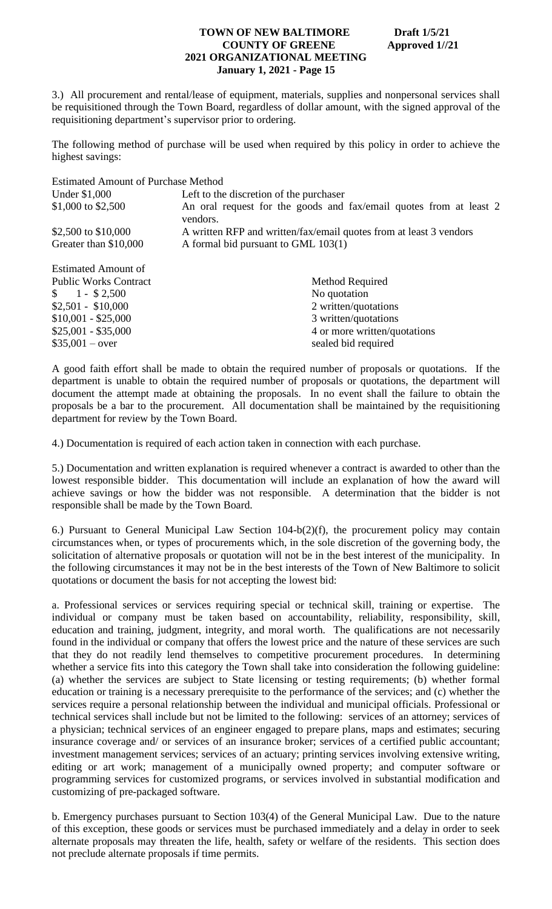3.) All procurement and rental/lease of equipment, materials, supplies and nonpersonal services shall be requisitioned through the Town Board, regardless of dollar amount, with the signed approval of the requisitioning department's supervisor prior to ordering.

The following method of purchase will be used when required by this policy in order to achieve the highest savings:

| Estimated Amount of Purchase | Method |
|---|---|
| Under $1,000 | Left to the discretion of the purchaser |
| $1,000 to $2,500 | An oral request for the goods and fax/email quotes from at least 2 vendors. |
| $2,500 to $10,000 | A written RFP and written/fax/email quotes from at least 3 vendors |
| Greater than $10,000 | A formal bid pursuant to GML 103(1) |

| Estimated Amount of Public Works Contract | Method Required |
|---|---|
| $ 1 - $ 2,500 | No quotation |
| $2,501 - $10,000 | 2 written/quotations |
| $10,001 - $25,000 | 3 written/quotations |
| $25,001 - $35,000 | 4 or more written/quotations |
| $35,001 – over | sealed bid required |

A good faith effort shall be made to obtain the required number of proposals or quotations. If the department is unable to obtain the required number of proposals or quotations, the department will document the attempt made at obtaining the proposals. In no event shall the failure to obtain the proposals be a bar to the procurement. All documentation shall be maintained by the requisitioning department for review by the Town Board.

4.) Documentation is required of each action taken in connection with each purchase.

5.) Documentation and written explanation is required whenever a contract is awarded to other than the lowest responsible bidder. This documentation will include an explanation of how the award will achieve savings or how the bidder was not responsible. A determination that the bidder is not responsible shall be made by the Town Board.

6.) Pursuant to General Municipal Law Section 104-b(2)(f), the procurement policy may contain circumstances when, or types of procurements which, in the sole discretion of the governing body, the solicitation of alternative proposals or quotation will not be in the best interest of the municipality. In the following circumstances it may not be in the best interests of the Town of New Baltimore to solicit quotations or document the basis for not accepting the lowest bid:

a. Professional services or services requiring special or technical skill, training or expertise. The individual or company must be taken based on accountability, reliability, responsibility, skill, education and training, judgment, integrity, and moral worth. The qualifications are not necessarily found in the individual or company that offers the lowest price and the nature of these services are such that they do not readily lend themselves to competitive procurement procedures. In determining whether a service fits into this category the Town shall take into consideration the following guideline: (a) whether the services are subject to State licensing or testing requirements; (b) whether formal education or training is a necessary prerequisite to the performance of the services; and (c) whether the services require a personal relationship between the individual and municipal officials. Professional or technical services shall include but not be limited to the following: services of an attorney; services of a physician; technical services of an engineer engaged to prepare plans, maps and estimates; securing insurance coverage and/ or services of an insurance broker; services of a certified public accountant; investment management services; services of an actuary; printing services involving extensive writing, editing or art work; management of a municipally owned property; and computer software or programming services for customized programs, or services involved in substantial modification and customizing of pre-packaged software.

b. Emergency purchases pursuant to Section 103(4) of the General Municipal Law. Due to the nature of this exception, these goods or services must be purchased immediately and a delay in order to seek alternate proposals may threaten the life, health, safety or welfare of the residents. This section does not preclude alternate proposals if time permits.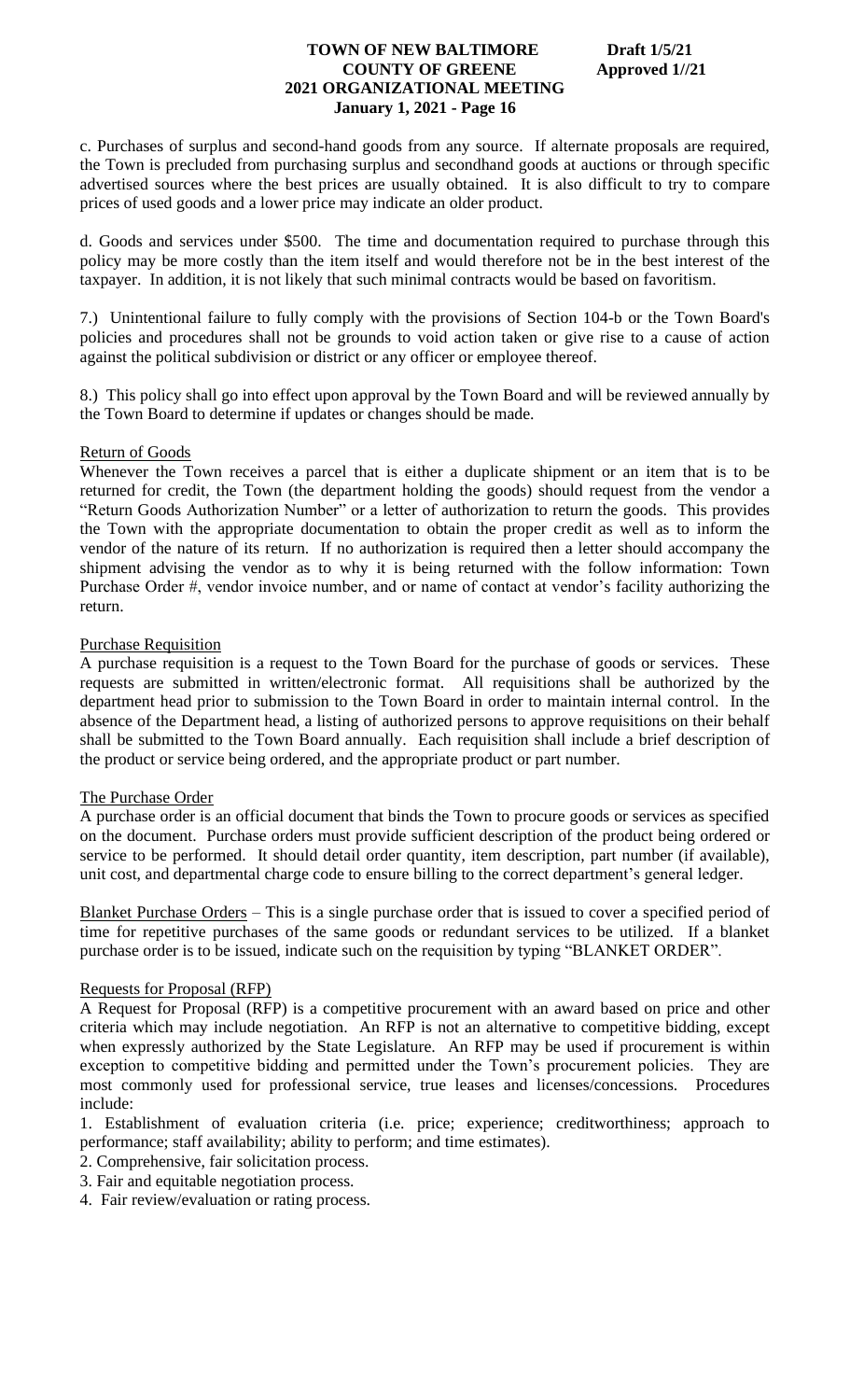c. Purchases of surplus and second-hand goods from any source. If alternate proposals are required, the Town is precluded from purchasing surplus and secondhand goods at auctions or through specific advertised sources where the best prices are usually obtained. It is also difficult to try to compare prices of used goods and a lower price may indicate an older product.

d. Goods and services under $500. The time and documentation required to purchase through this policy may be more costly than the item itself and would therefore not be in the best interest of the taxpayer. In addition, it is not likely that such minimal contracts would be based on favoritism.

7.) Unintentional failure to fully comply with the provisions of Section 104-b or the Town Board's policies and procedures shall not be grounds to void action taken or give rise to a cause of action against the political subdivision or district or any officer or employee thereof.

8.) This policy shall go into effect upon approval by the Town Board and will be reviewed annually by the Town Board to determine if updates or changes should be made.

### Return of Goods

Whenever the Town receives a parcel that is either a duplicate shipment or an item that is to be returned for credit, the Town (the department holding the goods) should request from the vendor a "Return Goods Authorization Number" or a letter of authorization to return the goods. This provides the Town with the appropriate documentation to obtain the proper credit as well as to inform the vendor of the nature of its return. If no authorization is required then a letter should accompany the shipment advising the vendor as to why it is being returned with the follow information: Town Purchase Order #, vendor invoice number, and or name of contact at vendor's facility authorizing the return.

### Purchase Requisition

A purchase requisition is a request to the Town Board for the purchase of goods or services. These requests are submitted in written/electronic format. All requisitions shall be authorized by the department head prior to submission to the Town Board in order to maintain internal control. In the absence of the Department head, a listing of authorized persons to approve requisitions on their behalf shall be submitted to the Town Board annually. Each requisition shall include a brief description of the product or service being ordered, and the appropriate product or part number.

### The Purchase Order

A purchase order is an official document that binds the Town to procure goods or services as specified on the document. Purchase orders must provide sufficient description of the product being ordered or service to be performed. It should detail order quantity, item description, part number (if available), unit cost, and departmental charge code to ensure billing to the correct department's general ledger.

Blanket Purchase Orders – This is a single purchase order that is issued to cover a specified period of time for repetitive purchases of the same goods or redundant services to be utilized. If a blanket purchase order is to be issued, indicate such on the requisition by typing "BLANKET ORDER".

### Requests for Proposal (RFP)

A Request for Proposal (RFP) is a competitive procurement with an award based on price and other criteria which may include negotiation. An RFP is not an alternative to competitive bidding, except when expressly authorized by the State Legislature. An RFP may be used if procurement is within exception to competitive bidding and permitted under the Town's procurement policies. They are most commonly used for professional service, true leases and licenses/concessions. Procedures include:

1. Establishment of evaluation criteria (i.e. price; experience; creditworthiness; approach to performance; staff availability; ability to perform; and time estimates).
2. Comprehensive, fair solicitation process.
3. Fair and equitable negotiation process.
4. Fair review/evaluation or rating process.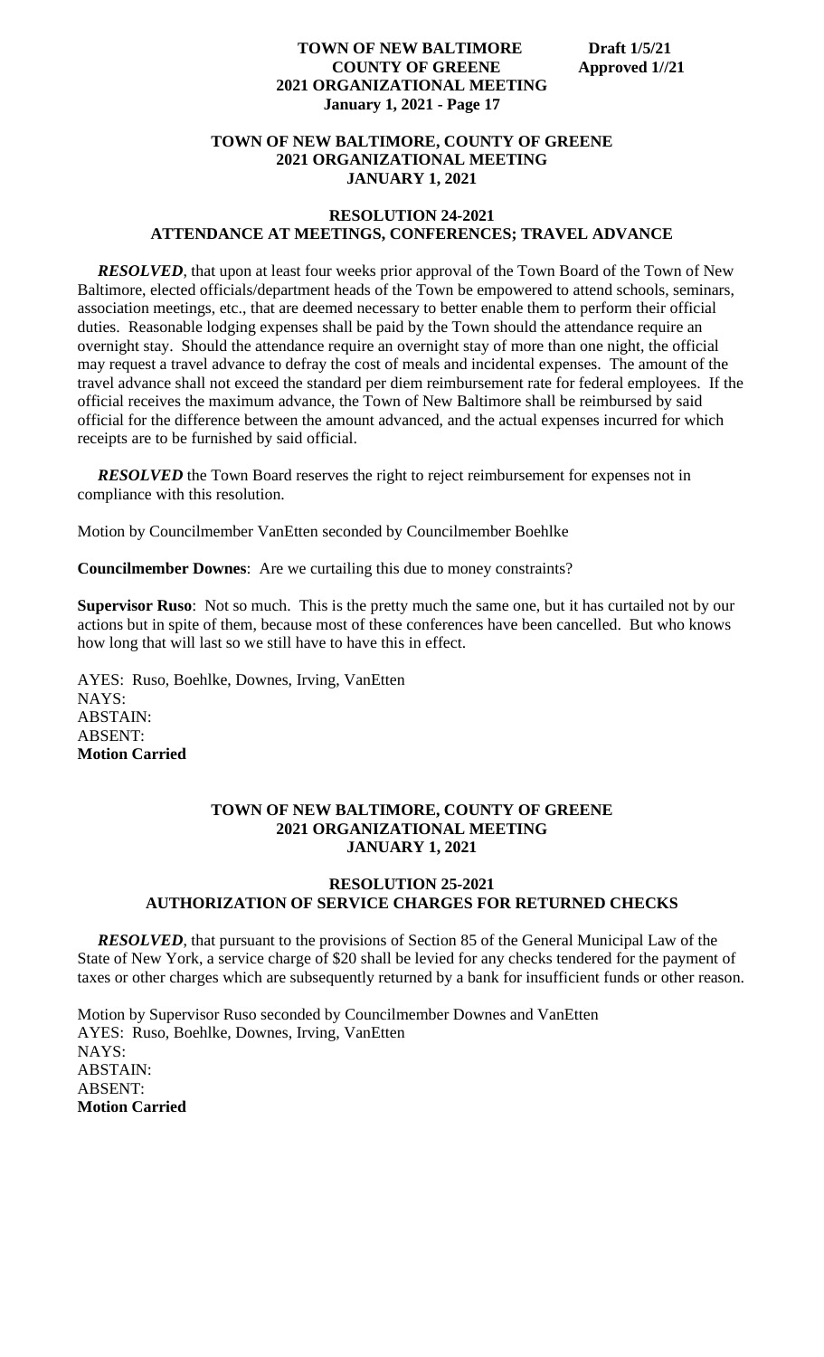**TOWN OF NEW BALTIMORE, COUNTY OF GREENE**
**2021 ORGANIZATIONAL MEETING**
**JANUARY 1, 2021**

**RESOLUTION 24-2021**
**ATTENDANCE AT MEETINGS, CONFERENCES; TRAVEL ADVANCE**

***RESOLVED***, that upon at least four weeks prior approval of the Town Board of the Town of New Baltimore, elected officials/department heads of the Town be empowered to attend schools, seminars, association meetings, etc., that are deemed necessary to better enable them to perform their official duties. Reasonable lodging expenses shall be paid by the Town should the attendance require an overnight stay. Should the attendance require an overnight stay of more than one night, the official may request a travel advance to defray the cost of meals and incidental expenses. The amount of the travel advance shall not exceed the standard per diem reimbursement rate for federal employees. If the official receives the maximum advance, the Town of New Baltimore shall be reimbursed by said official for the difference between the amount advanced, and the actual expenses incurred for which receipts are to be furnished by said official.

***RESOLVED*** the Town Board reserves the right to reject reimbursement for expenses not in compliance with this resolution.

Motion by Councilmember VanEtten seconded by Councilmember Boehlke

**Councilmember Downes**: Are we curtailing this due to money constraints?

**Supervisor Ruso**: Not so much. This is the pretty much the same one, but it has curtailed not by our actions but in spite of them, because most of these conferences have been cancelled. But who knows how long that will last so we still have to have this in effect.

AYES: Ruso, Boehlke, Downes, Irving, VanEtten
NAYS:
ABSTAIN:
ABSENT:
**Motion Carried**

**TOWN OF NEW BALTIMORE, COUNTY OF GREENE**
**2021 ORGANIZATIONAL MEETING**
**JANUARY 1, 2021**

**RESOLUTION 25-2021**
**AUTHORIZATION OF SERVICE CHARGES FOR RETURNED CHECKS**

***RESOLVED***, that pursuant to the provisions of Section 85 of the General Municipal Law of the State of New York, a service charge of $20 shall be levied for any checks tendered for the payment of taxes or other charges which are subsequently returned by a bank for insufficient funds or other reason.

Motion by Supervisor Ruso seconded by Councilmember Downes and VanEtten
AYES: Ruso, Boehlke, Downes, Irving, VanEtten
NAYS:
ABSTAIN:
ABSENT:
**Motion Carried**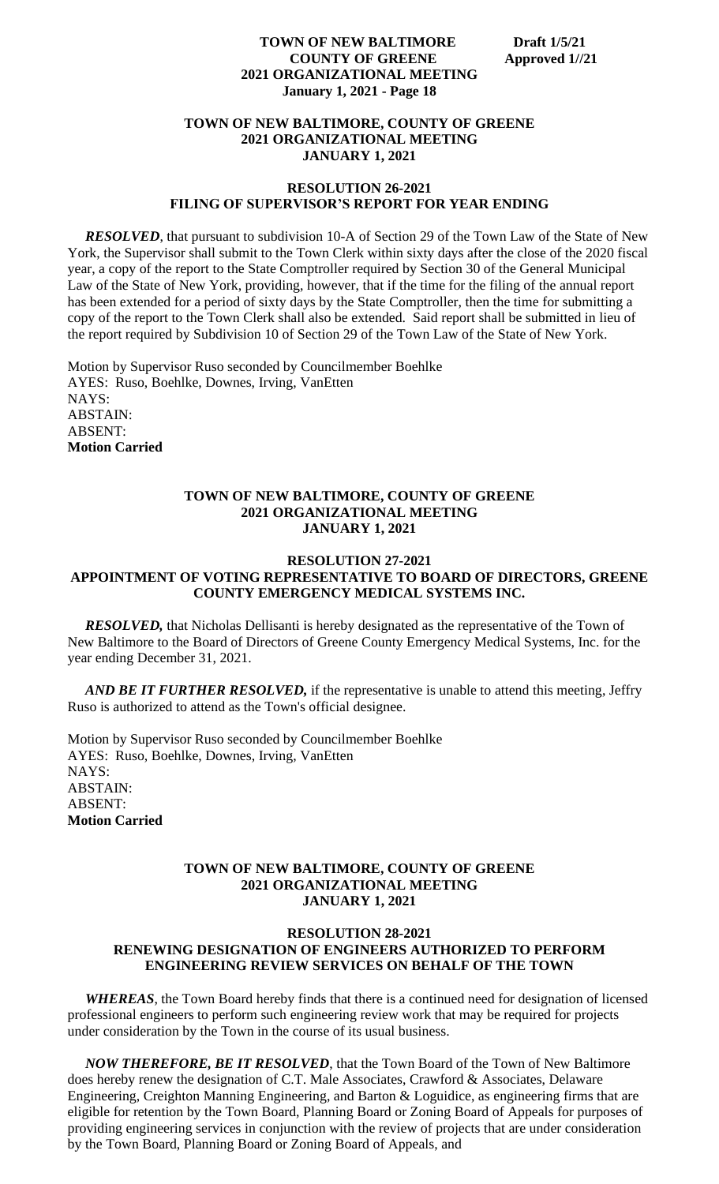**TOWN OF NEW BALTIMORE, COUNTY OF GREENE**
**2021 ORGANIZATIONAL MEETING**
**JANUARY 1, 2021**

**RESOLUTION 26-2021**
**FILING OF SUPERVISOR'S REPORT FOR YEAR ENDING**

***RESOLVED***, that pursuant to subdivision 10-A of Section 29 of the Town Law of the State of New York, the Supervisor shall submit to the Town Clerk within sixty days after the close of the 2020 fiscal year, a copy of the report to the State Comptroller required by Section 30 of the General Municipal Law of the State of New York, providing, however, that if the time for the filing of the annual report has been extended for a period of sixty days by the State Comptroller, then the time for submitting a copy of the report to the Town Clerk shall also be extended. Said report shall be submitted in lieu of the report required by Subdivision 10 of Section 29 of the Town Law of the State of New York.

Motion by Supervisor Ruso seconded by Councilmember Boehlke
AYES: Ruso, Boehlke, Downes, Irving, VanEtten
NAYS:
ABSTAIN:
ABSENT:
**Motion Carried**

**TOWN OF NEW BALTIMORE, COUNTY OF GREENE**
**2021 ORGANIZATIONAL MEETING**
**JANUARY 1, 2021**

**RESOLUTION 27-2021**
**APPOINTMENT OF VOTING REPRESENTATIVE TO BOARD OF DIRECTORS, GREENE COUNTY EMERGENCY MEDICAL SYSTEMS INC.**

***RESOLVED,*** that Nicholas Dellisanti is hereby designated as the representative of the Town of New Baltimore to the Board of Directors of Greene County Emergency Medical Systems, Inc. for the year ending December 31, 2021.

***AND BE IT FURTHER RESOLVED,*** if the representative is unable to attend this meeting, Jeffry Ruso is authorized to attend as the Town's official designee.

Motion by Supervisor Ruso seconded by Councilmember Boehlke
AYES: Ruso, Boehlke, Downes, Irving, VanEtten
NAYS:
ABSTAIN:
ABSENT:
**Motion Carried**

**TOWN OF NEW BALTIMORE, COUNTY OF GREENE**
**2021 ORGANIZATIONAL MEETING**
**JANUARY 1, 2021**

**RESOLUTION 28-2021**
**RENEWING DESIGNATION OF ENGINEERS AUTHORIZED TO PERFORM ENGINEERING REVIEW SERVICES ON BEHALF OF THE TOWN**

***WHEREAS***, the Town Board hereby finds that there is a continued need for designation of licensed professional engineers to perform such engineering review work that may be required for projects under consideration by the Town in the course of its usual business.

***NOW THEREFORE, BE IT RESOLVED***, that the Town Board of the Town of New Baltimore does hereby renew the designation of C.T. Male Associates, Crawford & Associates, Delaware Engineering, Creighton Manning Engineering, and Barton & Loguidice, as engineering firms that are eligible for retention by the Town Board, Planning Board or Zoning Board of Appeals for purposes of providing engineering services in conjunction with the review of projects that are under consideration by the Town Board, Planning Board or Zoning Board of Appeals, and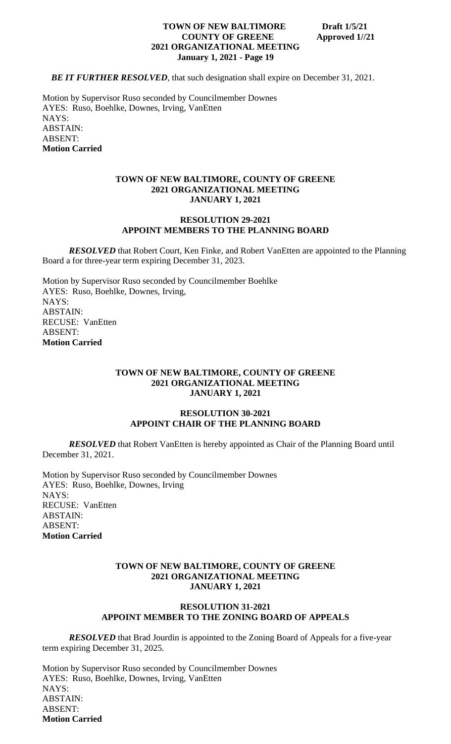*BE IT FURTHER RESOLVED*, that such designation shall expire on December 31, 2021.

Motion by Supervisor Ruso seconded by Councilmember Downes
AYES: Ruso, Boehlke, Downes, Irving, VanEtten
NAYS:
ABSTAIN:
ABSENT:
**Motion Carried**

**TOWN OF NEW BALTIMORE, COUNTY OF GREENE**
**2021 ORGANIZATIONAL MEETING**
**JANUARY 1, 2021**

**RESOLUTION 29-2021**
**APPOINT MEMBERS TO THE PLANNING BOARD**

***RESOLVED*** that Robert Court, Ken Finke, and Robert VanEtten are appointed to the Planning Board a for three-year term expiring December 31, 2023.

Motion by Supervisor Ruso seconded by Councilmember Boehlke
AYES: Ruso, Boehlke, Downes, Irving,
NAYS:
ABSTAIN:
RECUSE: VanEtten
ABSENT:
**Motion Carried**

**TOWN OF NEW BALTIMORE, COUNTY OF GREENE**
**2021 ORGANIZATIONAL MEETING**
**JANUARY 1, 2021**

**RESOLUTION 30-2021**
**APPOINT CHAIR OF THE PLANNING BOARD**

***RESOLVED*** that Robert VanEtten is hereby appointed as Chair of the Planning Board until December 31, 2021.

Motion by Supervisor Ruso seconded by Councilmember Downes
AYES: Ruso, Boehlke, Downes, Irving
NAYS:
RECUSE: VanEtten
ABSTAIN:
ABSENT:
**Motion Carried**

**TOWN OF NEW BALTIMORE, COUNTY OF GREENE**
**2021 ORGANIZATIONAL MEETING**
**JANUARY 1, 2021**

**RESOLUTION 31-2021**
**APPOINT MEMBER TO THE ZONING BOARD OF APPEALS**

***RESOLVED*** that Brad Jourdin is appointed to the Zoning Board of Appeals for a five-year term expiring December 31, 2025.

Motion by Supervisor Ruso seconded by Councilmember Downes
AYES: Ruso, Boehlke, Downes, Irving, VanEtten
NAYS:
ABSTAIN:
ABSENT:
**Motion Carried**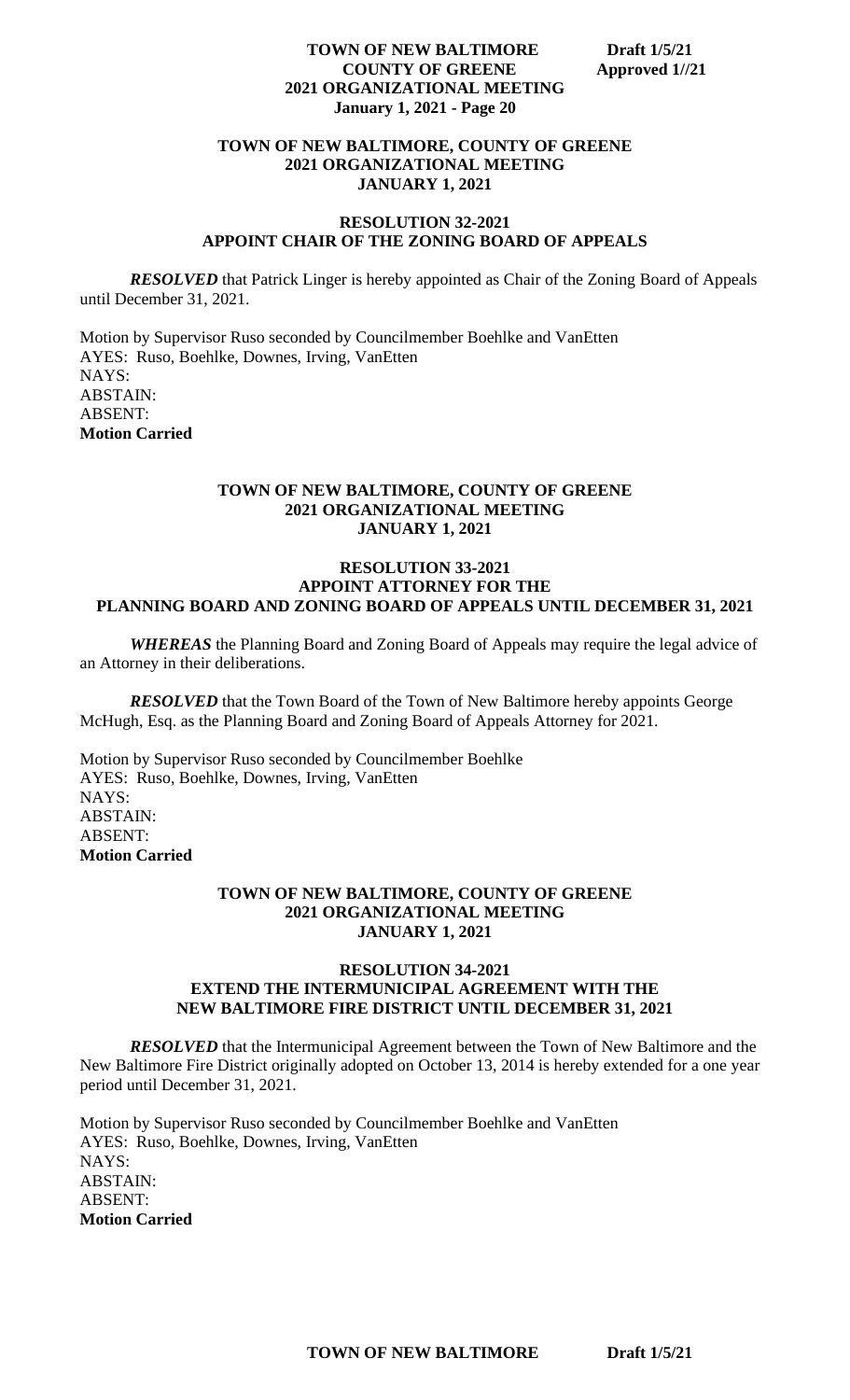## TOWN OF NEW BALTIMORE, COUNTY OF GREENE
## 2021 ORGANIZATIONAL MEETING
## JANUARY 1, 2021

### RESOLUTION 32-2021
### APPOINT CHAIR OF THE ZONING BOARD OF APPEALS

***RESOLVED*** that Patrick Linger is hereby appointed as Chair of the Zoning Board of Appeals until December 31, 2021.

Motion by Supervisor Ruso seconded by Councilmember Boehlke and VanEtten
AYES: Ruso, Boehlke, Downes, Irving, VanEtten
NAYS:
ABSTAIN:
ABSENT:
**Motion Carried**

## TOWN OF NEW BALTIMORE, COUNTY OF GREENE
## 2021 ORGANIZATIONAL MEETING
## JANUARY 1, 2021

### RESOLUTION 33-2021
### APPOINT ATTORNEY FOR THE PLANNING BOARD AND ZONING BOARD OF APPEALS UNTIL DECEMBER 31, 2021

***WHEREAS*** the Planning Board and Zoning Board of Appeals may require the legal advice of an Attorney in their deliberations.

***RESOLVED*** that the Town Board of the Town of New Baltimore hereby appoints George McHugh, Esq. as the Planning Board and Zoning Board of Appeals Attorney for 2021.

Motion by Supervisor Ruso seconded by Councilmember Boehlke
AYES: Ruso, Boehlke, Downes, Irving, VanEtten
NAYS:
ABSTAIN:
ABSENT:
**Motion Carried**

## TOWN OF NEW BALTIMORE, COUNTY OF GREENE
## 2021 ORGANIZATIONAL MEETING
## JANUARY 1, 2021

### RESOLUTION 34-2021
### EXTEND THE INTERMUNICIPAL AGREEMENT WITH THE NEW BALTIMORE FIRE DISTRICT UNTIL DECEMBER 31, 2021

***RESOLVED*** that the Intermunicipal Agreement between the Town of New Baltimore and the New Baltimore Fire District originally adopted on October 13, 2014 is hereby extended for a one year period until December 31, 2021.

Motion by Supervisor Ruso seconded by Councilmember Boehlke and VanEtten
AYES: Ruso, Boehlke, Downes, Irving, VanEtten
NAYS:
ABSTAIN:
ABSENT:
**Motion Carried**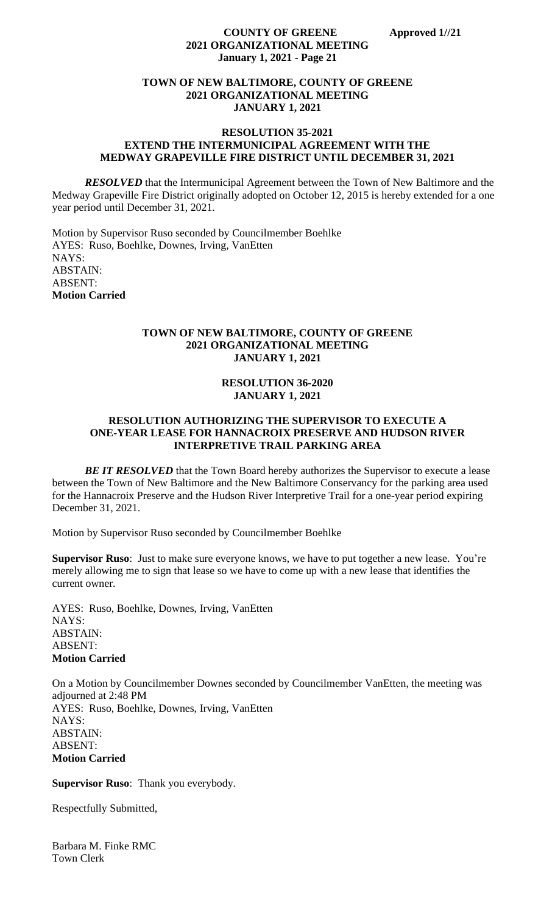**TOWN OF NEW BALTIMORE, COUNTY OF GREENE**
**2021 ORGANIZATIONAL MEETING**
**JANUARY 1, 2021**

**RESOLUTION 35-2021**
**EXTEND THE INTERMUNICIPAL AGREEMENT WITH THE MEDWAY GRAPEVILLE FIRE DISTRICT UNTIL DECEMBER 31, 2021**

***RESOLVED*** that the Intermunicipal Agreement between the Town of New Baltimore and the Medway Grapeville Fire District originally adopted on October 12, 2015 is hereby extended for a one year period until December 31, 2021.

Motion by Supervisor Ruso seconded by Councilmember Boehlke
AYES: Ruso, Boehlke, Downes, Irving, VanEtten
NAYS:
ABSTAIN:
ABSENT:
**Motion Carried**

**TOWN OF NEW BALTIMORE, COUNTY OF GREENE**
**2021 ORGANIZATIONAL MEETING**
**JANUARY 1, 2021**

**RESOLUTION 36-2020**
**JANUARY 1, 2021**

**RESOLUTION AUTHORIZING THE SUPERVISOR TO EXECUTE A ONE-YEAR LEASE FOR HANNACROIX PRESERVE AND HUDSON RIVER INTERPRETIVE TRAIL PARKING AREA**

***BE IT RESOLVED*** that the Town Board hereby authorizes the Supervisor to execute a lease between the Town of New Baltimore and the New Baltimore Conservancy for the parking area used for the Hannacroix Preserve and the Hudson River Interpretive Trail for a one-year period expiring December 31, 2021.

Motion by Supervisor Ruso seconded by Councilmember Boehlke

**Supervisor Ruso**: Just to make sure everyone knows, we have to put together a new lease. You're merely allowing me to sign that lease so we have to come up with a new lease that identifies the current owner.

AYES: Ruso, Boehlke, Downes, Irving, VanEtten
NAYS:
ABSTAIN:
ABSENT:
**Motion Carried**

On a Motion by Councilmember Downes seconded by Councilmember VanEtten, the meeting was adjourned at 2:48 PM
AYES: Ruso, Boehlke, Downes, Irving, VanEtten
NAYS:
ABSTAIN:
ABSENT:
**Motion Carried**

**Supervisor Ruso**: Thank you everybody.

Respectfully Submitted,

Barbara M. Finke RMC
Town Clerk